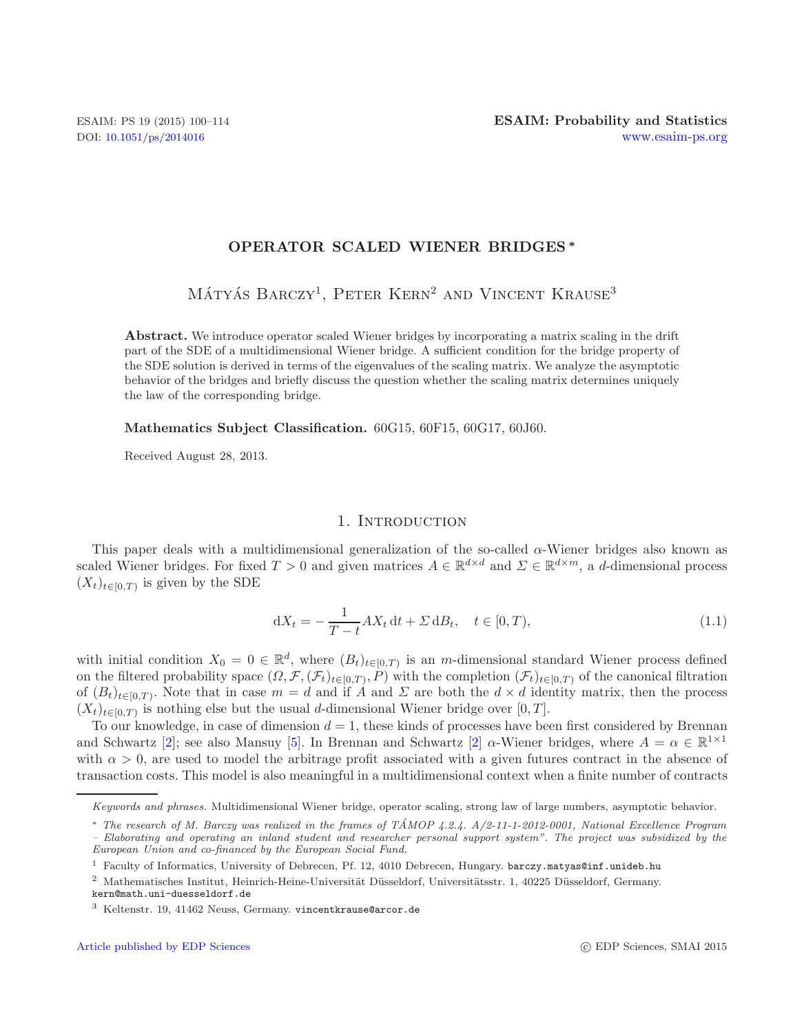# OPERATOR SCALED WIENER BRIDGES *

Mátyás Barczy[1], Peter Kern[2] and Vincent Krause[3]

**Abstract.** We introduce operator scaled Wiener bridges by incorporating a matrix scaling in the drift part of the SDE of a multidimensional Wiener bridge. A sufficient condition for the bridge property of the SDE solution is derived in terms of the eigenvalues of the scaling matrix. We analyze the asymptotic behavior of the bridges and briefly discuss the question whether the scaling matrix determines uniquely the law of the corresponding bridge.

**Mathematics Subject Classification.** 60G15, 60F15, 60G17, 60J60.

Received August 28, 2013.

## 1. Introduction

This paper deals with a multidimensional generalization of the so-called $\alpha$-Wiener bridges also known as scaled Wiener bridges. For fixed $T > 0$ and given matrices $A \in \mathbb{R}^{d\times d}$ and $\Sigma \in \mathbb{R}^{d\times m}$, a $d$-dimensional process $(X_t)_{t\in[0,T)}$ is given by the SDE

$$\mathrm{d}X_t = -\frac{1}{T-t} A X_t \,\mathrm{d}t + \Sigma \,\mathrm{d}B_t, \quad t \in [0, T), \tag{1.1}$$

with initial condition $X_0 = 0 \in \mathbb{R}^d$, where $(B_t)_{t\in[0,T)}$ is an $m$-dimensional standard Wiener process defined on the filtered probability space $(\Omega, \mathcal{F}, (\mathcal{F}_t)_{t\in[0,T)}, P)$ with the completion $(\mathcal{F}_t)_{t\in[0,T)}$ of the canonical filtration of $(B_t)_{t\in[0,T)}$. Note that in case $m = d$ and if $A$ and $\Sigma$ are both the $d \times d$ identity matrix, then the process $(X_t)_{t\in[0,T)}$ is nothing else but the usual $d$-dimensional Wiener bridge over $[0, T]$.

To our knowledge, in case of dimension $d = 1$, these kinds of processes have been first considered by Brennan and Schwartz [2]; see also Mansuy [5]. In Brennan and Schwartz [2] $\alpha$-Wiener bridges, where $A = \alpha \in \mathbb{R}^{1\times 1}$ with $\alpha > 0$, are used to model the arbitrage profit associated with a given futures contract in the absence of transaction costs. This model is also meaningful in a multidimensional context when a finite number of contracts

---

*Keywords and phrases.* Multidimensional Wiener bridge, operator scaling, strong law of large numbers, asymptotic behavior.

\* *The research of M. Barczy was realized in the frames of TÁMOP 4.2.4. A/2-11-1-2012-0001, National Excellence Program – Elaborating and operating an inland student and researcher personal support system". The project was subsidized by the European Union and co-financed by the European Social Fund.*

[1] Faculty of Informatics, University of Debrecen, Pf. 12, 4010 Debrecen, Hungary. barczy.matyas@inf.unideb.hu

[2] Mathematisches Institut, Heinrich-Heine-Universität Düsseldorf, Universitätsstr. 1, 40225 Düsseldorf, Germany. kern@math.uni-duesseldorf.de

[3] Keltenstr. 19, 41462 Neuss, Germany. vincentkrause@arcor.de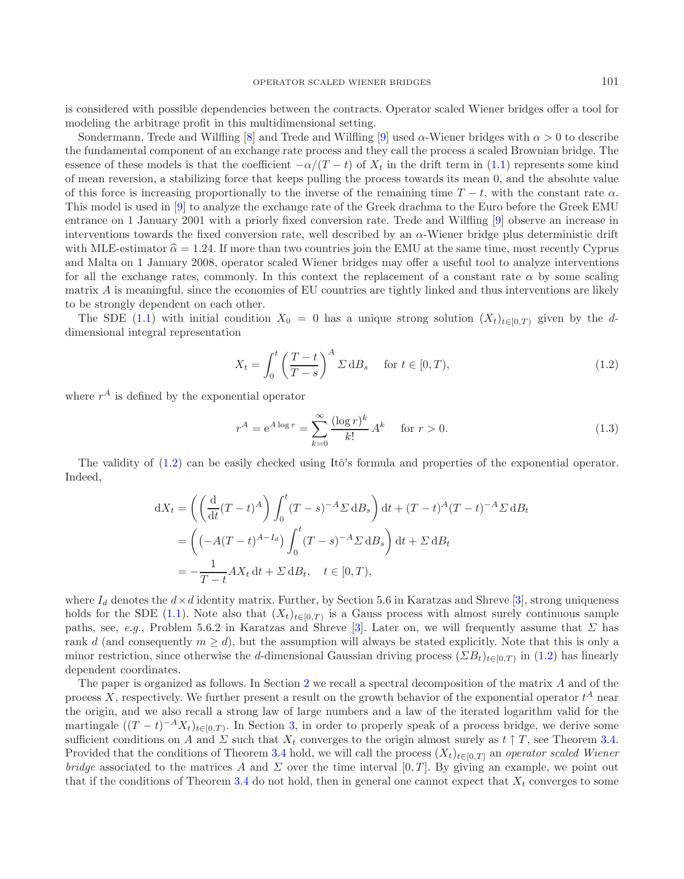is considered with possible dependencies between the contracts. Operator scaled Wiener bridges offer a tool for modeling the arbitrage profit in this multidimensional setting.

Sondermann, Trede and Wilfling [8] and Trede and Wilfling [9] used $\alpha$-Wiener bridges with $\alpha > 0$ to describe the fundamental component of an exchange rate process and they call the process a scaled Brownian bridge. The essence of these models is that the coefficient $-\alpha/(T-t)$ of $X_t$ in the drift term in (1.1) represents some kind of mean reversion, a stabilizing force that keeps pulling the process towards its mean 0, and the absolute value of this force is increasing proportionally to the inverse of the remaining time $T-t$, with the constant rate $\alpha$. This model is used in [9] to analyze the exchange rate of the Greek drachma to the Euro before the Greek EMU entrance on 1 January 2001 with a priorly fixed conversion rate. Trede and Wilfling [9] observe an increase in interventions towards the fixed conversion rate, well described by an $\alpha$-Wiener bridge plus deterministic drift with MLE-estimator $\widehat{\alpha} = 1.24$. If more than two countries join the EMU at the same time, most recently Cyprus and Malta on 1 January 2008, operator scaled Wiener bridges may offer a useful tool to analyze interventions for all the exchange rates, commonly. In this context the replacement of a constant rate $\alpha$ by some scaling matrix $A$ is meaningful, since the economies of EU countries are tightly linked and thus interventions are likely to be strongly dependent on each other.

The SDE (1.1) with initial condition $X_0 = 0$ has a unique strong solution $(X_t)_{t\in[0,T)}$ given by the $d$-dimensional integral representation

$$X_t = \int_0^t \left(\frac{T-t}{T-s}\right)^A \Sigma \,\mathrm{d}B_s \quad \text{ for } t \in [0,T), \tag{1.2}$$

where $r^A$ is defined by the exponential operator

$$r^A = \mathrm{e}^{A \log r} = \sum_{k=0}^{\infty} \frac{(\log r)^k}{k!} A^k \quad \text{ for } r > 0. \tag{1.3}$$

The validity of (1.2) can be easily checked using Itô's formula and properties of the exponential operator. Indeed,

$$\begin{aligned}
\mathrm{d}X_t &= \left( \left( \frac{\mathrm{d}}{\mathrm{d}t} (T-t)^A \right) \int_0^t (T-s)^{-A} \Sigma \,\mathrm{d}B_s \right) \mathrm{d}t + (T-t)^A (T-t)^{-A} \Sigma \,\mathrm{d}B_t \\
&= \left( \left( -A(T-t)^{A-I_d} \right) \int_0^t (T-s)^{-A} \Sigma \,\mathrm{d}B_s \right) \mathrm{d}t + \Sigma \,\mathrm{d}B_t \\
&= -\frac{1}{T-t} A X_t \,\mathrm{d}t + \Sigma \,\mathrm{d}B_t, \quad t \in [0,T),
\end{aligned}$$

where $I_d$ denotes the $d \times d$ identity matrix. Further, by Section 5.6 in Karatzas and Shreve [3], strong uniqueness holds for the SDE (1.1). Note also that $(X_t)_{t\in[0,T)}$ is a Gauss process with almost surely continuous sample paths, see, *e.g.*, Problem 5.6.2 in Karatzas and Shreve [3]. Later on, we will frequently assume that $\Sigma$ has rank $d$ (and consequently $m \geq d$), but the assumption will always be stated explicitly. Note that this is only a minor restriction, since otherwise the $d$-dimensional Gaussian driving process $(\Sigma B_t)_{t\in[0,T)}$ in (1.2) has linearly dependent coordinates.

The paper is organized as follows. In Section 2 we recall a spectral decomposition of the matrix $A$ and of the process $X$, respectively. We further present a result on the growth behavior of the exponential operator $t^A$ near the origin, and we also recall a strong law of large numbers and a law of the iterated logarithm valid for the martingale $((T-t)^{-A} X_t)_{t\in[0,T)}$. In Section 3, in order to properly speak of a process bridge, we derive some sufficient conditions on $A$ and $\Sigma$ such that $X_t$ converges to the origin almost surely as $t \uparrow T$, see Theorem 3.4. Provided that the conditions of Theorem 3.4 hold, we will call the process $(X_t)_{t\in[0,T]}$ an *operator scaled Wiener bridge* associated to the matrices $A$ and $\Sigma$ over the time interval $[0,T]$. By giving an example, we point out that if the conditions of Theorem 3.4 do not hold, then in general one cannot expect that $X_t$ converges to some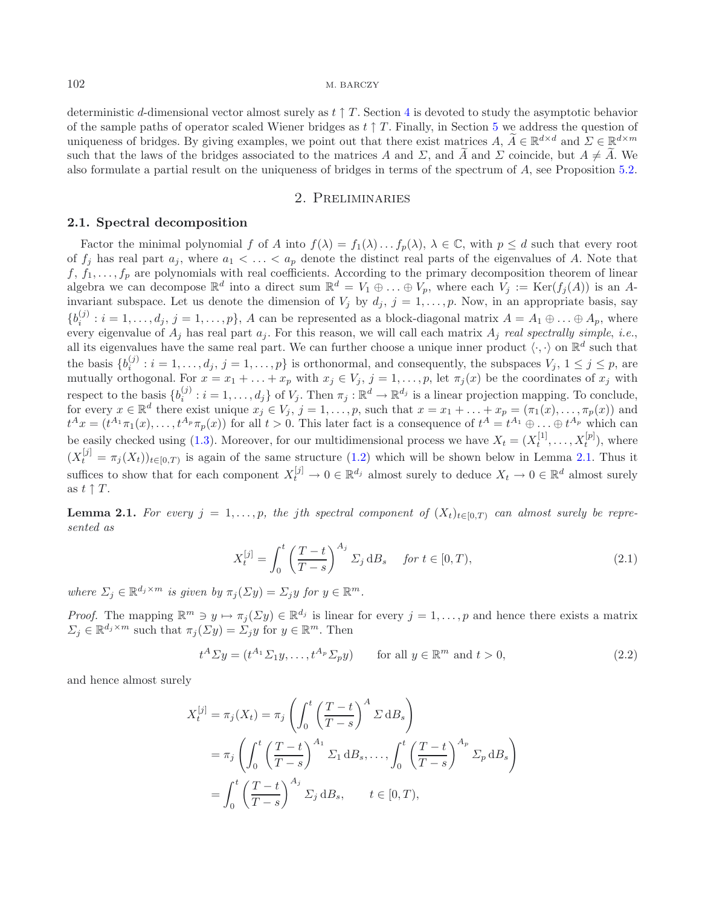deterministic $d$-dimensional vector almost surely as $t \uparrow T$. Section 4 is devoted to study the asymptotic behavior of the sample paths of operator scaled Wiener bridges as $t \uparrow T$. Finally, in Section 5 we address the question of uniqueness of bridges. By giving examples, we point out that there exist matrices $A, \widetilde{A} \in \mathbb{R}^{d\times d}$ and $\Sigma \in \mathbb{R}^{d\times m}$ such that the laws of the bridges associated to the matrices $A$ and $\Sigma$, and $\widetilde{A}$ and $\Sigma$ coincide, but $A \neq \widetilde{A}$. We also formulate a partial result on the uniqueness of bridges in terms of the spectrum of $A$, see Proposition 5.2.

## 2. Preliminaries

### 2.1. Spectral decomposition

Factor the minimal polynomial $f$ of $A$ into $f(\lambda) = f_1(\lambda)\dots f_p(\lambda)$, $\lambda \in \mathbb{C}$, with $p \leq d$ such that every root of $f_j$ has real part $a_j$, where $a_1 < \dots < a_p$ denote the distinct real parts of the eigenvalues of $A$. Note that $f, f_1, \dots, f_p$ are polynomials with real coefficients. According to the primary decomposition theorem of linear algebra we can decompose $\mathbb{R}^d$ into a direct sum $\mathbb{R}^d = V_1 \oplus \dots \oplus V_p$, where each $V_j := \operatorname{Ker}(f_j(A))$ is an $A$-invariant subspace. Let us denote the dimension of $V_j$ by $d_j$, $j = 1, \dots, p$. Now, in an appropriate basis, say $\{b_i^{(j)} : i = 1, \dots, d_j,\, j = 1, \dots, p\}$, $A$ can be represented as a block-diagonal matrix $A = A_1 \oplus \dots \oplus A_p$, where every eigenvalue of $A_j$ has real part $a_j$. For this reason, we will call each matrix $A_j$ *real spectrally simple*, *i.e.*, all its eigenvalues have the same real part. We can further choose a unique inner product $\langle\cdot,\cdot\rangle$ on $\mathbb{R}^d$ such that the basis $\{b_i^{(j)} : i = 1, \dots, d_j,\, j = 1, \dots, p\}$ is orthonormal, and consequently, the subspaces $V_j$, $1 \leq j \leq p$, are mutually orthogonal. For $x = x_1 + \dots + x_p$ with $x_j \in V_j$, $j = 1, \dots, p$, let $\pi_j(x)$ be the coordinates of $x_j$ with respect to the basis $\{b_i^{(j)} : i = 1, \dots, d_j\}$ of $V_j$. Then $\pi_j : \mathbb{R}^d \to \mathbb{R}^{d_j}$ is a linear projection mapping. To conclude, for every $x \in \mathbb{R}^d$ there exist unique $x_j \in V_j$, $j = 1, \dots, p$, such that $x = x_1 + \dots + x_p = (\pi_1(x), \dots, \pi_p(x))$ and $t^A x = (t^{A_1}\pi_1(x), \dots, t^{A_p}\pi_p(x))$ for all $t > 0$. This later fact is a consequence of $t^A = t^{A_1} \oplus \dots \oplus t^{A_p}$ which can be easily checked using (1.3). Moreover, for our multidimensional process we have $X_t = (X_t^{[1]}, \dots, X_t^{[p]})$, where $(X_t^{[j]} = \pi_j(X_t))_{t\in[0,T)}$ is again of the same structure (1.2) which will be shown below in Lemma 2.1. Thus it suffices to show that for each component $X_t^{[j]} \to 0 \in \mathbb{R}^{d_j}$ almost surely to deduce $X_t \to 0 \in \mathbb{R}^d$ almost surely as $t \uparrow T$.

**Lemma 2.1.** *For every $j = 1, \dots, p$, the $j$th spectral component of $(X_t)_{t\in[0,T)}$ can almost surely be represented as*

$$X_t^{[j]} = \int_0^t \left(\frac{T-t}{T-s}\right)^{A_j} \Sigma_j \,\mathrm{d}B_s \quad \text{for } t \in [0,T), \tag{2.1}$$

*where $\Sigma_j \in \mathbb{R}^{d_j\times m}$ is given by $\pi_j(\Sigma y) = \Sigma_j y$ for $y \in \mathbb{R}^m$.*

*Proof.* The mapping $\mathbb{R}^m \ni y \mapsto \pi_j(\Sigma y) \in \mathbb{R}^{d_j}$ is linear for every $j = 1, \dots, p$ and hence there exists a matrix $\Sigma_j \in \mathbb{R}^{d_j\times m}$ such that $\pi_j(\Sigma y) = \Sigma_j y$ for $y \in \mathbb{R}^m$. Then

$$t^A \Sigma y = (t^{A_1}\Sigma_1 y, \dots, t^{A_p}\Sigma_p y) \qquad \text{for all } y \in \mathbb{R}^m \text{ and } t > 0, \tag{2.2}$$

and hence almost surely

$$\begin{aligned}
X_t^{[j]} = \pi_j(X_t) &= \pi_j\left(\int_0^t \left(\frac{T-t}{T-s}\right)^{A} \Sigma \,\mathrm{d}B_s\right) \\
&= \pi_j\left(\int_0^t \left(\frac{T-t}{T-s}\right)^{A_1} \Sigma_1 \,\mathrm{d}B_s, \dots, \int_0^t \left(\frac{T-t}{T-s}\right)^{A_p} \Sigma_p \,\mathrm{d}B_s\right) \\
&= \int_0^t \left(\frac{T-t}{T-s}\right)^{A_j} \Sigma_j \,\mathrm{d}B_s, \qquad t \in [0,T),
\end{aligned}$$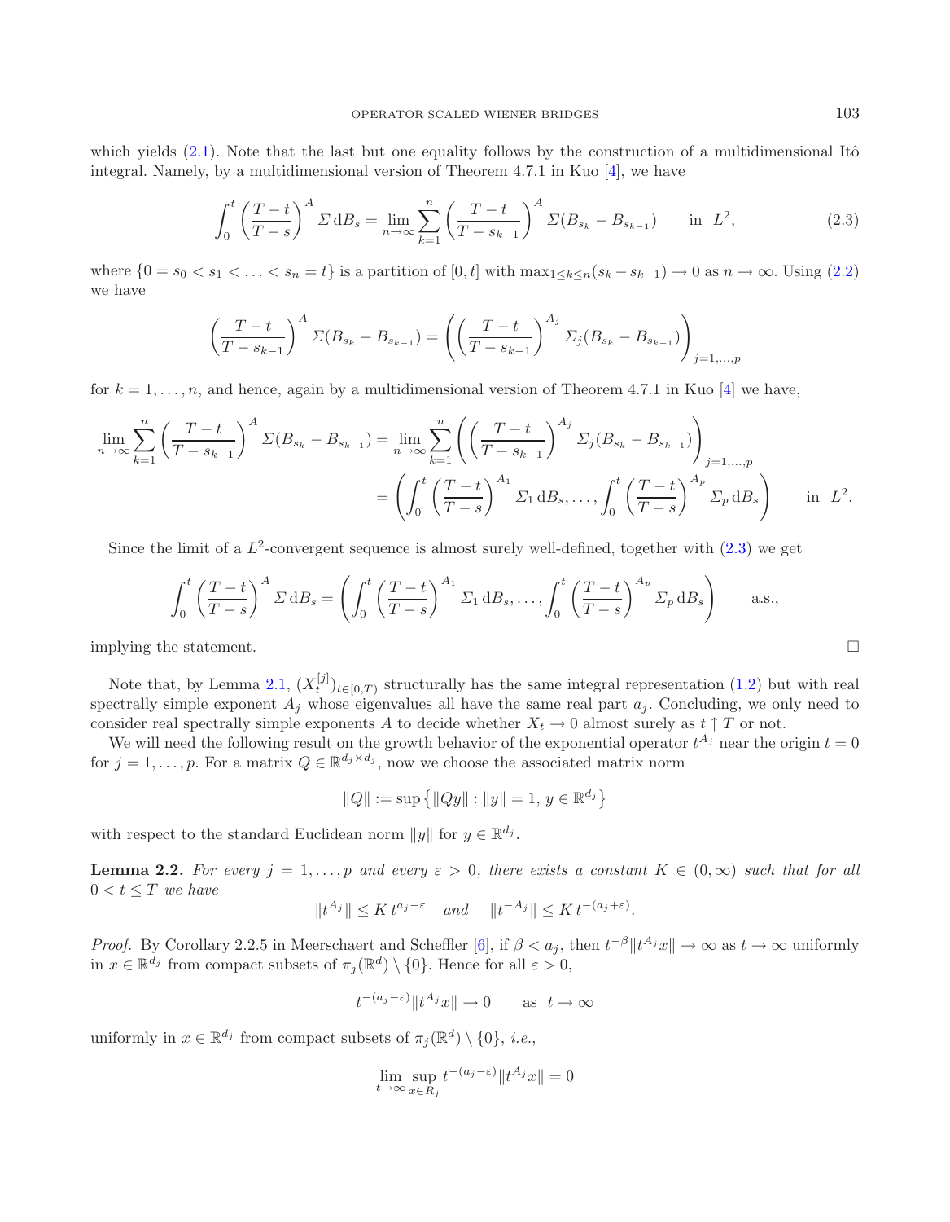which yields (2.1). Note that the last but one equality follows by the construction of a multidimensional Itô integral. Namely, by a multidimensional version of Theorem 4.7.1 in Kuo [4], we have

$$\int_0^t \left(\frac{T-t}{T-s}\right)^A \Sigma \,\mathrm{d}B_s = \lim_{n\to\infty} \sum_{k=1}^n \left(\frac{T-t}{T-s_{k-1}}\right)^A \Sigma(B_{s_k} - B_{s_{k-1}}) \qquad \text{in } L^2, \tag{2.3}$$

where $\{0 = s_0 < s_1 < \ldots < s_n = t\}$ is a partition of $[0,t]$ with $\max_{1\le k\le n}(s_k - s_{k-1}) \to 0$ as $n\to\infty$. Using (2.2) we have

$$\left(\frac{T-t}{T-s_{k-1}}\right)^A \Sigma(B_{s_k} - B_{s_{k-1}}) = \left(\left(\frac{T-t}{T-s_{k-1}}\right)^{A_j} \Sigma_j(B_{s_k} - B_{s_{k-1}})\right)_{j=1,\ldots,p}$$

for $k = 1,\ldots,n$, and hence, again by a multidimensional version of Theorem 4.7.1 in Kuo [4] we have,

$$\begin{aligned}
\lim_{n\to\infty} \sum_{k=1}^n \left(\frac{T-t}{T-s_{k-1}}\right)^A \Sigma(B_{s_k} - B_{s_{k-1}}) &= \lim_{n\to\infty} \sum_{k=1}^n \left(\left(\frac{T-t}{T-s_{k-1}}\right)^{A_j} \Sigma_j(B_{s_k} - B_{s_{k-1}})\right)_{j=1,\ldots,p} \\
&= \left(\int_0^t \left(\frac{T-t}{T-s}\right)^{A_1} \Sigma_1 \,\mathrm{d}B_s, \ldots, \int_0^t \left(\frac{T-t}{T-s}\right)^{A_p} \Sigma_p \,\mathrm{d}B_s\right) \qquad \text{in } L^2.
\end{aligned}$$

Since the limit of a $L^2$-convergent sequence is almost surely well-defined, together with (2.3) we get

$$\int_0^t \left(\frac{T-t}{T-s}\right)^A \Sigma \,\mathrm{d}B_s = \left(\int_0^t \left(\frac{T-t}{T-s}\right)^{A_1} \Sigma_1 \,\mathrm{d}B_s, \ldots, \int_0^t \left(\frac{T-t}{T-s}\right)^{A_p} \Sigma_p \,\mathrm{d}B_s\right) \qquad \text{a.s.},$$

implying the statement. □

Note that, by Lemma 2.1, $(X_t^{[j]})_{t\in[0,T)}$ structurally has the same integral representation (1.2) but with real spectrally simple exponent $A_j$ whose eigenvalues all have the same real part $a_j$. Concluding, we only need to consider real spectrally simple exponents $A$ to decide whether $X_t \to 0$ almost surely as $t \uparrow T$ or not.

We will need the following result on the growth behavior of the exponential operator $t^{A_j}$ near the origin $t = 0$ for $j = 1,\ldots,p$. For a matrix $Q \in \mathbb{R}^{d_j\times d_j}$, now we choose the associated matrix norm

$$\|Q\| := \sup\{\|Qy\| : \|y\| = 1,\, y \in \mathbb{R}^{d_j}\}$$

with respect to the standard Euclidean norm $\|y\|$ for $y \in \mathbb{R}^{d_j}$.

**Lemma 2.2.** *For every $j = 1,\ldots,p$ and every $\varepsilon > 0$, there exists a constant $K \in (0,\infty)$ such that for all $0 < t \le T$ we have*

$$\|t^{A_j}\| \le K\, t^{a_j-\varepsilon} \quad \text{and} \quad \|t^{-A_j}\| \le K\, t^{-(a_j+\varepsilon)}.$$

*Proof.* By Corollary 2.2.5 in Meerschaert and Scheffler [6], if $\beta < a_j$, then $t^{-\beta}\|t^{A_j}x\| \to \infty$ as $t \to \infty$ uniformly in $x \in \mathbb{R}^{d_j}$ from compact subsets of $\pi_j(\mathbb{R}^d)\setminus\{0\}$. Hence for all $\varepsilon > 0$,

$$t^{-(a_j-\varepsilon)}\|t^{A_j}x\| \to 0 \qquad \text{as } t \to \infty$$

uniformly in $x \in \mathbb{R}^{d_j}$ from compact subsets of $\pi_j(\mathbb{R}^d)\setminus\{0\}$, *i.e.*,

$$\lim_{t\to\infty} \sup_{x\in R_j} t^{-(a_j-\varepsilon)}\|t^{A_j}x\| = 0$$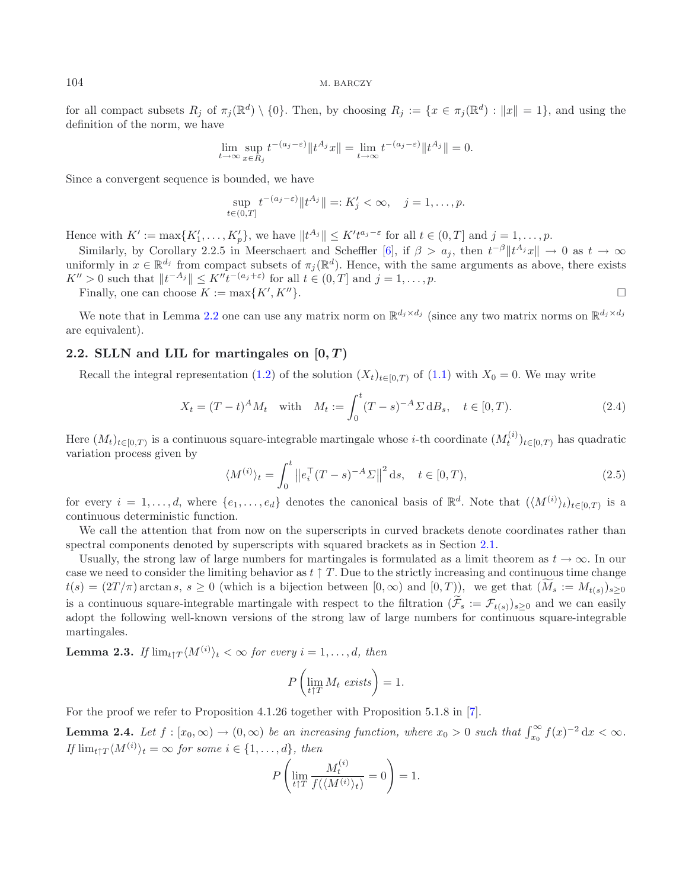for all compact subsets $R_j$ of $\pi_j(\mathbb{R}^d) \setminus \{0\}$. Then, by choosing $R_j := \{x \in \pi_j(\mathbb{R}^d) : \|x\| = 1\}$, and using the definition of the norm, we have

$$\lim_{t\to\infty} \sup_{x\in R_j} t^{-(a_j-\varepsilon)} \|t^{A_j} x\| = \lim_{t\to\infty} t^{-(a_j-\varepsilon)} \|t^{A_j}\| = 0.$$

Since a convergent sequence is bounded, we have

$$\sup_{t\in(0,T]} t^{-(a_j-\varepsilon)} \|t^{A_j}\| =: K'_j < \infty, \quad j = 1, \ldots, p.$$

Hence with $K' := \max\{K'_1, \ldots, K'_p\}$, we have $\|t^{A_j}\| \le K' t^{a_j-\varepsilon}$ for all $t \in (0,T]$ and $j = 1, \ldots, p$.

Similarly, by Corollary 2.2.5 in Meerschaert and Scheffler [6], if $\beta > a_j$, then $t^{-\beta}\|t^{A_j} x\| \to 0$ as $t \to \infty$ uniformly in $x \in \mathbb{R}^{d_j}$ from compact subsets of $\pi_j(\mathbb{R}^d)$. Hence, with the same arguments as above, there exists $K'' > 0$ such that $\|t^{-A_j}\| \le K'' t^{-(a_j+\varepsilon)}$ for all $t \in (0,T]$ and $j = 1, \ldots, p$.

Finally, one can choose $K := \max\{K', K''\}$. □

We note that in Lemma 2.2 one can use any matrix norm on $\mathbb{R}^{d_j\times d_j}$ (since any two matrix norms on $\mathbb{R}^{d_j\times d_j}$ are equivalent).

### 2.2. SLLN and LIL for martingales on $[0,T)$

Recall the integral representation (1.2) of the solution $(X_t)_{t\in[0,T)}$ of (1.1) with $X_0 = 0$. We may write

$$X_t = (T-t)^A M_t \quad \text{with} \quad M_t := \int_0^t (T-s)^{-A} \Sigma \, \mathrm{d}B_s, \quad t \in [0,T). \tag{2.4}$$

Here $(M_t)_{t\in[0,T)}$ is a continuous square-integrable martingale whose $i$-th coordinate $(M_t^{(i)})_{t\in[0,T)}$ has quadratic variation process given by

$$\langle M^{(i)} \rangle_t = \int_0^t \left\| e_i^\top (T-s)^{-A} \Sigma \right\|^2 \mathrm{d}s, \quad t \in [0,T), \tag{2.5}$$

for every $i = 1, \ldots, d$, where $\{e_1, \ldots, e_d\}$ denotes the canonical basis of $\mathbb{R}^d$. Note that $(\langle M^{(i)} \rangle_t)_{t\in[0,T)}$ is a continuous deterministic function.

We call the attention that from now on the superscripts in curved brackets denote coordinates rather than spectral components denoted by superscripts with squared brackets as in Section 2.1.

Usually, the strong law of large numbers for martingales is formulated as a limit theorem as $t \to \infty$. In our case we need to consider the limiting behavior as $t \uparrow T$. Due to the strictly increasing and continuous time change $t(s) = (2T/\pi)\arctan s$, $s \ge 0$ (which is a bijection between $[0,\infty)$ and $[0,T)$), we get that $(\widetilde{M}_s := M_{t(s)})_{s\ge0}$ is a continuous square-integrable martingale with respect to the filtration $(\widetilde{\mathcal{F}}_s := \mathcal{F}_{t(s)})_{s\ge0}$ and we can easily adopt the following well-known versions of the strong law of large numbers for continuous square-integrable martingales.

**Lemma 2.3.** *If $\lim_{t\uparrow T} \langle M^{(i)} \rangle_t < \infty$ for every $i = 1, \ldots, d$, then*

$$P\left( \lim_{t\uparrow T} M_t \text{ exists} \right) = 1.$$

For the proof we refer to Proposition 4.1.26 together with Proposition 5.1.8 in [7].

**Lemma 2.4.** *Let $f : [x_0, \infty) \to (0, \infty)$ be an increasing function, where $x_0 > 0$ such that $\int_{x_0}^\infty f(x)^{-2}\,\mathrm{d}x < \infty$. If $\lim_{t\uparrow T} \langle M^{(i)} \rangle_t = \infty$ for some $i \in \{1, \ldots, d\}$, then*

$$P\left( \lim_{t\uparrow T} \frac{M_t^{(i)}}{f(\langle M^{(i)} \rangle_t)} = 0 \right) = 1.$$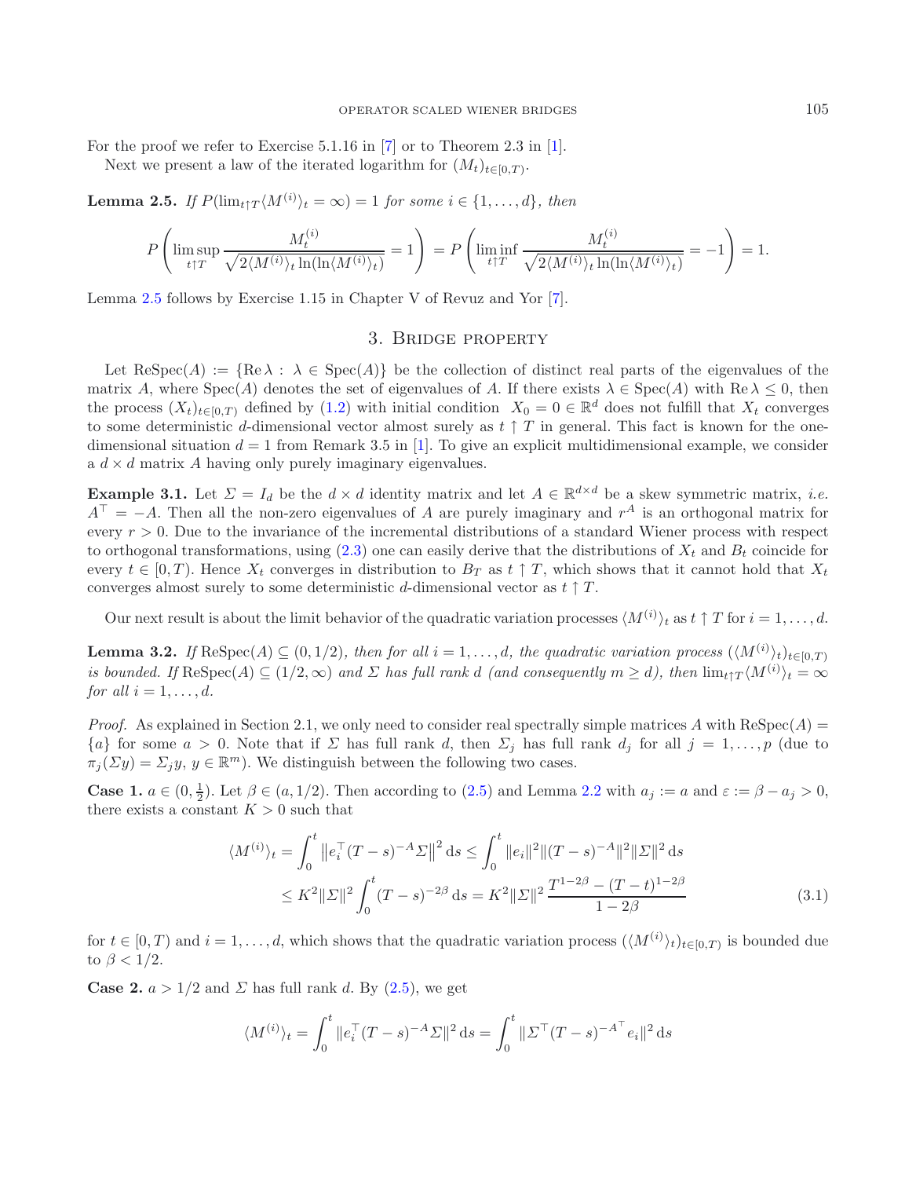For the proof we refer to Exercise 5.1.16 in [7] or to Theorem 2.3 in [1].

Next we present a law of the iterated logarithm for $(M_t)_{t\in[0,T)}$.

**Lemma 2.5.** *If $P(\lim_{t\uparrow T}\langle M^{(i)}\rangle_t = \infty) = 1$ for some $i \in \{1,\dots,d\}$, then*

$$P\left(\limsup_{t\uparrow T}\frac{M_t^{(i)}}{\sqrt{2\langle M^{(i)}\rangle_t \ln(\ln(\langle M^{(i)}\rangle_t)}} = 1\right) = P\left(\liminf_{t\uparrow T}\frac{M_t^{(i)}}{\sqrt{2\langle M^{(i)}\rangle_t \ln(\ln(\langle M^{(i)}\rangle_t)}} = -1\right) = 1.$$

Lemma 2.5 follows by Exercise 1.15 in Chapter V of Revuz and Yor [7].

## 3. Bridge property

Let $\operatorname{ReSpec}(A) := \{\operatorname{Re}\lambda : \lambda \in \operatorname{Spec}(A)\}$ be the collection of distinct real parts of the eigenvalues of the matrix $A$, where $\operatorname{Spec}(A)$ denotes the set of eigenvalues of $A$. If there exists $\lambda \in \operatorname{Spec}(A)$ with $\operatorname{Re}\lambda \le 0$, then the process $(X_t)_{t\in[0,T)}$ defined by (1.2) with initial condition $X_0 = 0 \in \mathbb{R}^d$ does not fulfill that $X_t$ converges to some deterministic $d$-dimensional vector almost surely as $t \uparrow T$ in general. This fact is known for the one-dimensional situation $d = 1$ from Remark 3.5 in [1]. To give an explicit multidimensional example, we consider a $d \times d$ matrix $A$ having only purely imaginary eigenvalues.

**Example 3.1.** Let $\Sigma = I_d$ be the $d \times d$ identity matrix and let $A \in \mathbb{R}^{d\times d}$ be a skew symmetric matrix, *i.e.* $A^\top = -A$. Then all the non-zero eigenvalues of $A$ are purely imaginary and $r^A$ is an orthogonal matrix for every $r > 0$. Due to the invariance of the incremental distributions of a standard Wiener process with respect to orthogonal transformations, using (2.3) one can easily derive that the distributions of $X_t$ and $B_t$ coincide for every $t \in [0,T)$. Hence $X_t$ converges in distribution to $B_T$ as $t \uparrow T$, which shows that it cannot hold that $X_t$ converges almost surely to some deterministic $d$-dimensional vector as $t \uparrow T$.

Our next result is about the limit behavior of the quadratic variation processes $\langle M^{(i)}\rangle_t$ as $t \uparrow T$ for $i = 1,\dots,d$.

**Lemma 3.2.** *If $\operatorname{ReSpec}(A) \subseteq (0,1/2)$, then for all $i = 1,\dots,d$, the quadratic variation process $(\langle M^{(i)}\rangle_t)_{t\in[0,T)}$ is bounded. If $\operatorname{ReSpec}(A) \subseteq (1/2,\infty)$ and $\Sigma$ has full rank $d$ (and consequently $m \ge d$), then $\lim_{t\uparrow T}\langle M^{(i)}\rangle_t = \infty$ for all $i = 1,\dots,d$.*

*Proof.* As explained in Section 2.1, we only need to consider real spectrally simple matrices $A$ with $\operatorname{ReSpec}(A) = \{a\}$ for some $a > 0$. Note that if $\Sigma$ has full rank $d$, then $\Sigma_j$ has full rank $d_j$ for all $j = 1,\dots,p$ (due to $\pi_j(\Sigma y) = \Sigma_j y$, $y \in \mathbb{R}^m$). We distinguish between the following two cases.

**Case 1.** $a \in (0,\frac{1}{2})$. Let $\beta \in (a,1/2)$. Then according to (2.5) and Lemma 2.2 with $a_j := a$ and $\varepsilon := \beta - a_j > 0$, there exists a constant $K > 0$ such that

$$\begin{aligned}
\langle M^{(i)}\rangle_t &= \int_0^t \left\|e_i^\top (T-s)^{-A}\Sigma\right\|^2 \mathrm{d}s \le \int_0^t \|e_i\|^2 \|(T-s)^{-A}\|^2 \|\Sigma\|^2 \,\mathrm{d}s \\
&\le K^2\|\Sigma\|^2 \int_0^t (T-s)^{-2\beta}\,\mathrm{d}s = K^2\|\Sigma\|^2 \frac{T^{1-2\beta} - (T-t)^{1-2\beta}}{1-2\beta}
\end{aligned} \tag{3.1}$$

for $t \in [0,T)$ and $i = 1,\dots,d$, which shows that the quadratic variation process $(\langle M^{(i)}\rangle_t)_{t\in[0,T)}$ is bounded due to $\beta < 1/2$.

**Case 2.** $a > 1/2$ and $\Sigma$ has full rank $d$. By (2.5), we get

$$\langle M^{(i)}\rangle_t = \int_0^t \|e_i^\top (T-s)^{-A}\Sigma\|^2 \,\mathrm{d}s = \int_0^t \|\Sigma^\top (T-s)^{-A^\top} e_i\|^2 \,\mathrm{d}s$$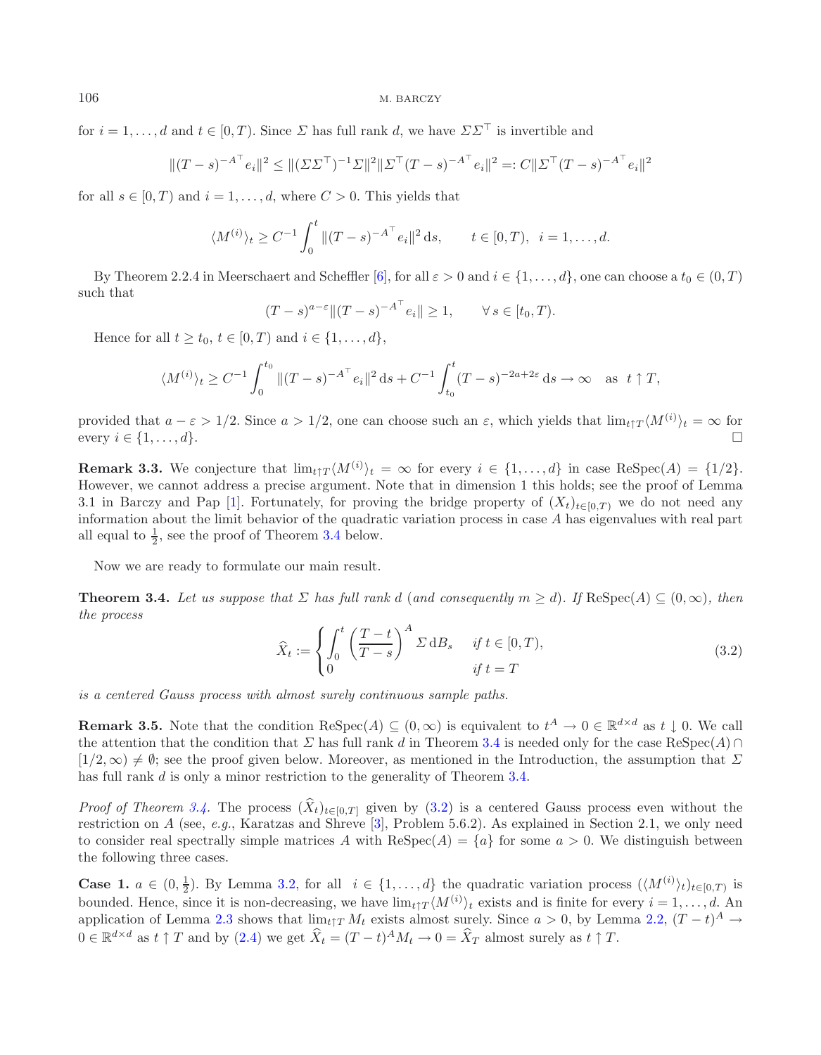for $i = 1, \ldots, d$ and $t \in [0, T)$. Since $\Sigma$ has full rank $d$, we have $\Sigma\Sigma^\top$ is invertible and

$$\|(T-s)^{-A^\top} e_i\|^2 \leq \|(\Sigma\Sigma^\top)^{-1}\Sigma\|^2 \|\Sigma^\top (T-s)^{-A^\top} e_i\|^2 =: C\|\Sigma^\top (T-s)^{-A^\top} e_i\|^2$$

for all $s \in [0, T)$ and $i = 1, \ldots, d$, where $C > 0$. This yields that

$$\langle M^{(i)} \rangle_t \geq C^{-1} \int_0^t \|(T-s)^{-A^\top} e_i\|^2 \, \mathrm{d}s, \qquad t \in [0, T), \;\; i = 1, \ldots, d.$$

By Theorem 2.2.4 in Meerschaert and Scheffler [6], for all $\varepsilon > 0$ and $i \in \{1, \ldots, d\}$, one can choose a $t_0 \in (0, T)$ such that

$$(T-s)^{a-\varepsilon} \|(T-s)^{-A^\top} e_i\| \geq 1, \qquad \forall\, s \in [t_0, T).$$

Hence for all $t \geq t_0$, $t \in [0, T)$ and $i \in \{1, \ldots, d\}$,

$$\langle M^{(i)} \rangle_t \geq C^{-1} \int_0^{t_0} \|(T-s)^{-A^\top} e_i\|^2 \, \mathrm{d}s + C^{-1} \int_{t_0}^t (T-s)^{-2a+2\varepsilon} \, \mathrm{d}s \to \infty \quad \text{as} \;\; t \uparrow T,$$

provided that $a - \varepsilon > 1/2$. Since $a > 1/2$, one can choose such an $\varepsilon$, which yields that $\lim_{t\uparrow T} \langle M^{(i)} \rangle_t = \infty$ for every $i \in \{1, \ldots, d\}$. □

**Remark 3.3.** We conjecture that $\lim_{t\uparrow T} \langle M^{(i)} \rangle_t = \infty$ for every $i \in \{1, \ldots, d\}$ in case $\mathrm{ReSpec}(A) = \{1/2\}$. However, we cannot address a precise argument. Note that in dimension 1 this holds; see the proof of Lemma 3.1 in Barczy and Pap [1]. Fortunately, for proving the bridge property of $(X_t)_{t\in[0,T)}$ we do not need any information about the limit behavior of the quadratic variation process in case $A$ has eigenvalues with real part all equal to $\frac{1}{2}$, see the proof of Theorem 3.4 below.

Now we are ready to formulate our main result.

**Theorem 3.4.** *Let us suppose that $\Sigma$ has full rank $d$ (and consequently $m \geq d$). If $\mathrm{ReSpec}(A) \subseteq (0, \infty)$, then the process*

$$\widehat{X}_t := \begin{cases} \displaystyle\int_0^t \left(\frac{T-t}{T-s}\right)^A \Sigma \, \mathrm{d}B_s & \text{if } t \in [0, T), \\ 0 & \text{if } t = T \end{cases} \tag{3.2}$$

*is a centered Gauss process with almost surely continuous sample paths.*

**Remark 3.5.** Note that the condition $\mathrm{ReSpec}(A) \subseteq (0, \infty)$ is equivalent to $t^A \to 0 \in \mathbb{R}^{d\times d}$ as $t \downarrow 0$. We call the attention that the condition that $\Sigma$ has full rank $d$ in Theorem 3.4 is needed only for the case $\mathrm{ReSpec}(A) \cap [1/2, \infty) \neq \emptyset$; see the proof given below. Moreover, as mentioned in the Introduction, the assumption that $\Sigma$ has full rank $d$ is only a minor restriction to the generality of Theorem 3.4.

*Proof of Theorem 3.4.* The process $(\widehat{X}_t)_{t\in[0,T]}$ given by (3.2) is a centered Gauss process even without the restriction on $A$ (see, *e.g.*, Karatzas and Shreve [3], Problem 5.6.2). As explained in Section 2.1, we only need to consider real spectrally simple matrices $A$ with $\mathrm{ReSpec}(A) = \{a\}$ for some $a > 0$. We distinguish between the following three cases.

**Case 1.** $a \in (0, \frac{1}{2})$. By Lemma 3.2, for all $i \in \{1, \ldots, d\}$ the quadratic variation process $(\langle M^{(i)} \rangle_t)_{t\in[0,T)}$ is bounded. Hence, since it is non-decreasing, we have $\lim_{t\uparrow T} \langle M^{(i)} \rangle_t$ exists and is finite for every $i = 1, \ldots, d$. An application of Lemma 2.3 shows that $\lim_{t\uparrow T} M_t$ exists almost surely. Since $a > 0$, by Lemma 2.2, $(T-t)^A \to 0 \in \mathbb{R}^{d\times d}$ as $t \uparrow T$ and by (2.4) we get $\widehat{X}_t = (T-t)^A M_t \to 0 = \widehat{X}_T$ almost surely as $t \uparrow T$.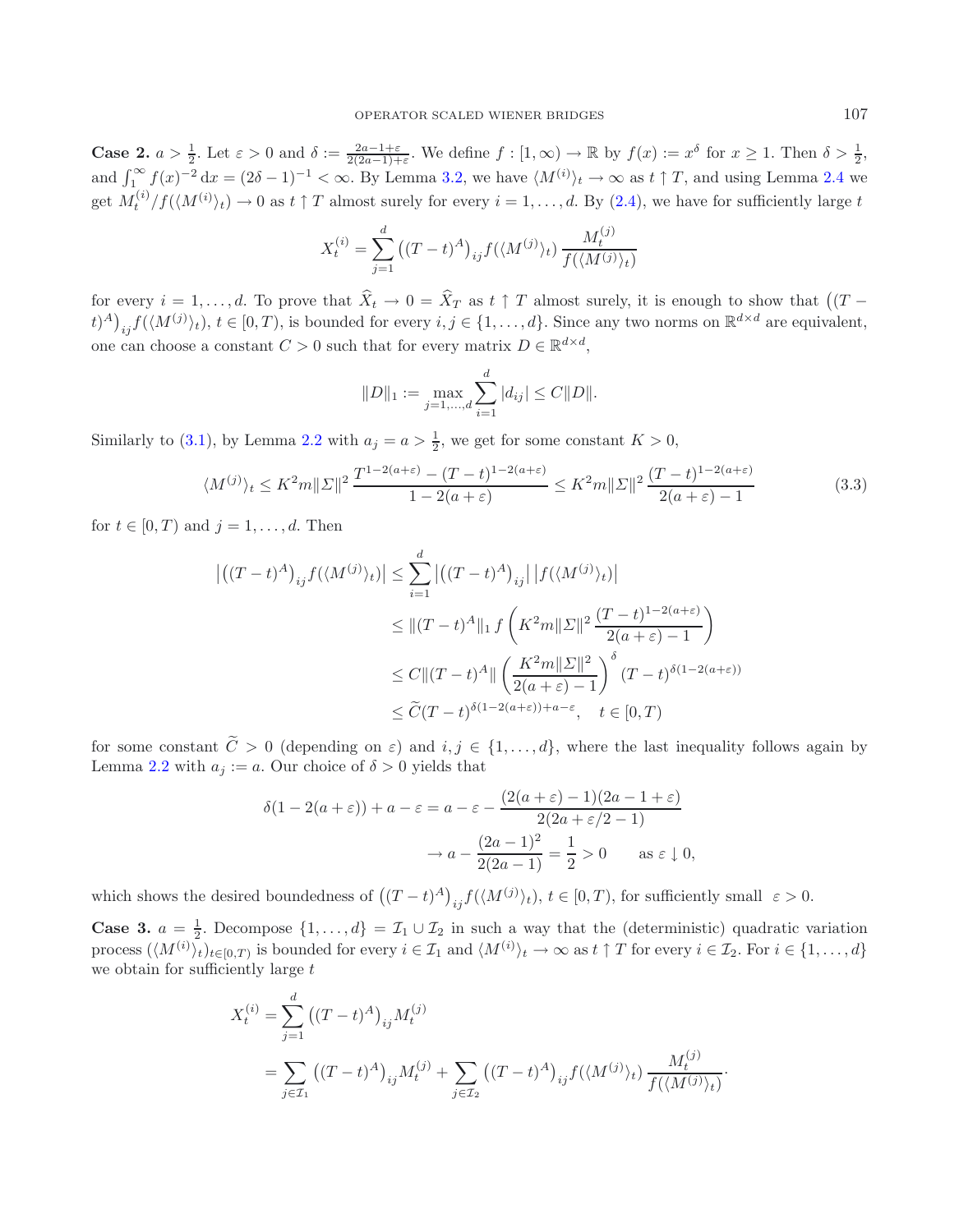**Case 2.** $a > \frac{1}{2}$. Let $\varepsilon > 0$ and $\delta := \frac{2a-1+\varepsilon}{2(2a-1)+\varepsilon}$. We define $f : [1, \infty) \to \mathbb{R}$ by $f(x) := x^\delta$ for $x \geq 1$. Then $\delta > \frac{1}{2}$, and $\int_1^\infty f(x)^{-2}\, \mathrm{d}x = (2\delta - 1)^{-1} < \infty$. By Lemma 3.2, we have $\langle M^{(i)} \rangle_t \to \infty$ as $t \uparrow T$, and using Lemma 2.4 we get $M_t^{(i)} / f(\langle M^{(i)} \rangle_t) \to 0$ as $t \uparrow T$ almost surely for every $i = 1, \ldots, d$. By (2.4), we have for sufficiently large $t$

$$X_t^{(i)} = \sum_{j=1}^d \big((T-t)^A\big)_{ij} f(\langle M^{(j)} \rangle_t) \, \frac{M_t^{(j)}}{f(\langle M^{(j)} \rangle_t)}$$

for every $i = 1, \ldots, d$. To prove that $\widehat{X}_t \to 0 = \widehat{X}_T$ as $t \uparrow T$ almost surely, it is enough to show that $\big((T-t)^A\big)_{ij} f(\langle M^{(j)} \rangle_t)$, $t \in [0, T)$, is bounded for every $i, j \in \{1, \ldots, d\}$. Since any two norms on $\mathbb{R}^{d \times d}$ are equivalent, one can choose a constant $C > 0$ such that for every matrix $D \in \mathbb{R}^{d \times d}$,

$$\|D\|_1 := \max_{j=1,\ldots,d} \sum_{i=1}^d |d_{ij}| \leq C \|D\|.$$

Similarly to (3.1), by Lemma 2.2 with $a_j = a > \frac{1}{2}$, we get for some constant $K > 0$,

$$\langle M^{(j)} \rangle_t \leq K^2 m \|\Sigma\|^2 \, \frac{T^{1-2(a+\varepsilon)} - (T-t)^{1-2(a+\varepsilon)}}{1 - 2(a+\varepsilon)} \leq K^2 m \|\Sigma\|^2 \, \frac{(T-t)^{1-2(a+\varepsilon)}}{2(a+\varepsilon) - 1} \tag{3.3}$$

for $t \in [0, T)$ and $j = 1, \ldots, d$. Then

$$\begin{aligned}
\left| \big((T-t)^A\big)_{ij} f(\langle M^{(j)} \rangle_t) \right| &\leq \sum_{i=1}^d \left| \big((T-t)^A\big)_{ij} \right| \left| f(\langle M^{(j)} \rangle_t) \right| \\
&\leq \|(T-t)^A\|_1 \, f\left( K^2 m \|\Sigma\|^2 \, \frac{(T-t)^{1-2(a+\varepsilon)}}{2(a+\varepsilon)-1} \right) \\
&\leq C \|(T-t)^A\| \left( \frac{K^2 m \|\Sigma\|^2}{2(a+\varepsilon)-1} \right)^\delta (T-t)^{\delta(1-2(a+\varepsilon))} \\
&\leq \widetilde{C} (T-t)^{\delta(1-2(a+\varepsilon)) + a - \varepsilon}, \quad t \in [0, T)
\end{aligned}$$

for some constant $\widetilde{C} > 0$ (depending on $\varepsilon$) and $i, j \in \{1, \ldots, d\}$, where the last inequality follows again by Lemma 2.2 with $a_j := a$. Our choice of $\delta > 0$ yields that

$$\begin{aligned}
\delta(1 - 2(a+\varepsilon)) + a - \varepsilon &= a - \varepsilon - \frac{(2(a+\varepsilon)-1)(2a-1+\varepsilon)}{2(2a+\varepsilon/2-1)} \\
&\to a - \frac{(2a-1)^2}{2(2a-1)} = \frac{1}{2} > 0 \qquad \text{as } \varepsilon \downarrow 0,
\end{aligned}$$

which shows the desired boundedness of $\big((T-t)^A\big)_{ij} f(\langle M^{(j)} \rangle_t)$, $t \in [0, T)$, for sufficiently small $\varepsilon > 0$.

**Case 3.** $a = \frac{1}{2}$. Decompose $\{1, \ldots, d\} = \mathcal{I}_1 \cup \mathcal{I}_2$ in such a way that the (deterministic) quadratic variation process $(\langle M^{(i)} \rangle_t)_{t \in [0,T)}$ is bounded for every $i \in \mathcal{I}_1$ and $\langle M^{(i)} \rangle_t \to \infty$ as $t \uparrow T$ for every $i \in \mathcal{I}_2$. For $i \in \{1, \ldots, d\}$ we obtain for sufficiently large $t$

$$\begin{aligned}
X_t^{(i)} &= \sum_{j=1}^d \big((T-t)^A\big)_{ij} M_t^{(j)} \\
&= \sum_{j \in \mathcal{I}_1} \big((T-t)^A\big)_{ij} M_t^{(j)} + \sum_{j \in \mathcal{I}_2} \big((T-t)^A\big)_{ij} f(\langle M^{(j)} \rangle_t) \, \frac{M_t^{(j)}}{f(\langle M^{(j)} \rangle_t)}.
\end{aligned}$$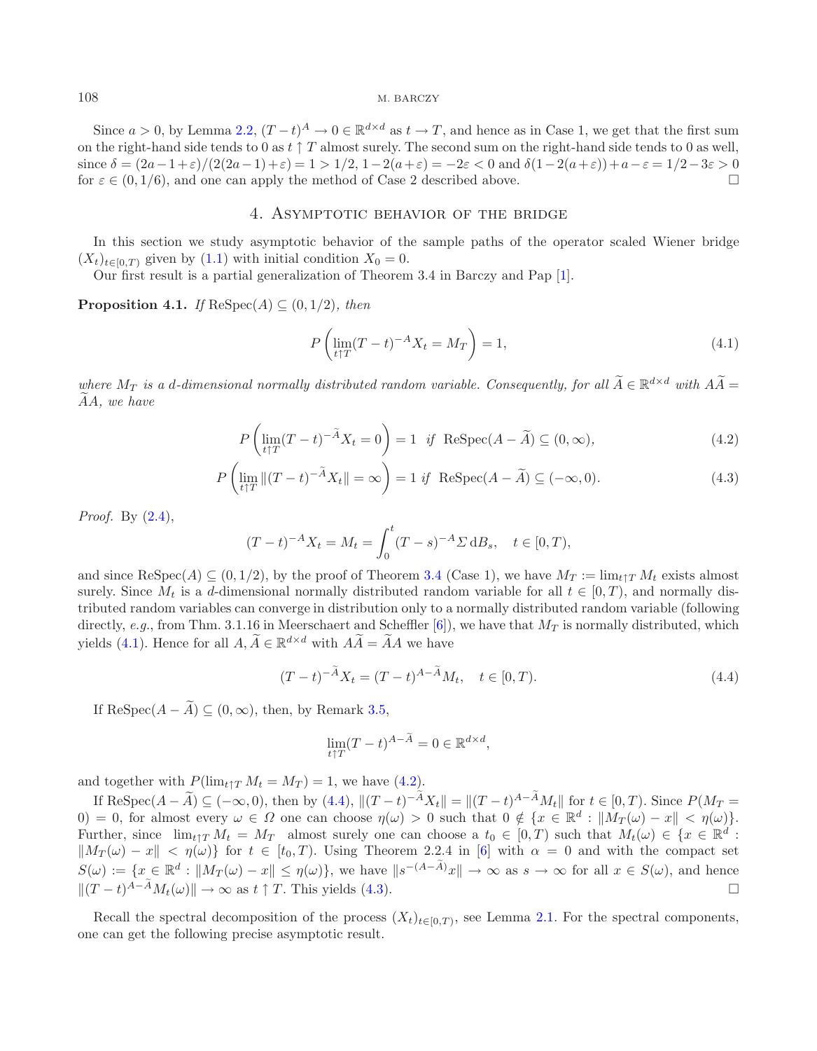Since $a > 0$, by Lemma 2.2, $(T-t)^A \to 0 \in \mathbb{R}^{d\times d}$ as $t \to T$, and hence as in Case 1, we get that the first sum on the right-hand side tends to 0 as $t \uparrow T$ almost surely. The second sum on the right-hand side tends to 0 as well, since $\delta = (2a-1+\varepsilon)/(2(2a-1)+\varepsilon) = 1 > 1/2$, $1-2(a+\varepsilon) = -2\varepsilon < 0$ and $\delta(1-2(a+\varepsilon))+a-\varepsilon = 1/2-3\varepsilon > 0$ for $\varepsilon \in (0, 1/6)$, and one can apply the method of Case 2 described above. □

## 4. Asymptotic behavior of the bridge

In this section we study asymptotic behavior of the sample paths of the operator scaled Wiener bridge $(X_t)_{t\in[0,T)}$ given by (1.1) with initial condition $X_0 = 0$.

Our first result is a partial generalization of Theorem 3.4 in Barczy and Pap [1].

**Proposition 4.1.** *If* $\mathrm{ReSpec}(A) \subseteq (0, 1/2)$*, then*

$$P\left(\lim_{t\uparrow T}(T-t)^{-A}X_t = M_T\right) = 1, \tag{4.1}$$

*where* $M_T$ *is a* $d$*-dimensional normally distributed random variable. Consequently, for all* $\widetilde{A} \in \mathbb{R}^{d\times d}$ *with* $A\widetilde{A} = \widetilde{A}A$*, we have*

$$P\left(\lim_{t\uparrow T}(T-t)^{-\widetilde{A}}X_t = 0\right) = 1 \quad \text{if} \quad \mathrm{ReSpec}(A-\widetilde{A}) \subseteq (0,\infty), \tag{4.2}$$

$$P\left(\lim_{t\uparrow T}\|(T-t)^{-\widetilde{A}}X_t\| = \infty\right) = 1 \ \text{if} \ \ \mathrm{ReSpec}(A-\widetilde{A}) \subseteq (-\infty,0). \tag{4.3}$$

*Proof.* By (2.4),

$$(T-t)^{-A}X_t = M_t = \int_0^t (T-s)^{-A}\Sigma\, \mathrm{d}B_s, \quad t\in[0,T),$$

and since $\mathrm{ReSpec}(A) \subseteq (0,1/2)$, by the proof of Theorem 3.4 (Case 1), we have $M_T := \lim_{t\uparrow T} M_t$ exists almost surely. Since $M_t$ is a $d$-dimensional normally distributed random variable for all $t \in [0,T)$, and normally distributed random variables can converge in distribution only to a normally distributed random variable (following directly, *e.g.*, from Thm. 3.1.16 in Meerschaert and Scheffler [6]), we have that $M_T$ is normally distributed, which yields (4.1). Hence for all $A, \widetilde{A} \in \mathbb{R}^{d\times d}$ with $A\widetilde{A} = \widetilde{A}A$ we have

$$(T-t)^{-\widetilde{A}}X_t = (T-t)^{A-\widetilde{A}}M_t, \quad t\in[0,T). \tag{4.4}$$

If $\mathrm{ReSpec}(A-\widetilde{A}) \subseteq (0,\infty)$, then, by Remark 3.5,

$$\lim_{t\uparrow T}(T-t)^{A-\widetilde{A}} = 0 \in \mathbb{R}^{d\times d},$$

and together with $P(\lim_{t\uparrow T} M_t = M_T) = 1$, we have (4.2).

If $\mathrm{ReSpec}(A-\widetilde{A}) \subseteq (-\infty,0)$, then by (4.4), $\|(T-t)^{-\widetilde{A}}X_t\| = \|(T-t)^{A-\widetilde{A}}M_t\|$ for $t\in[0,T)$. Since $P(M_T = 0) = 0$, for almost every $\omega \in \Omega$ one can choose $\eta(\omega) > 0$ such that $0 \notin \{x \in \mathbb{R}^d : \|M_T(\omega) - x\| < \eta(\omega)\}$. Further, since $\lim_{t\uparrow T} M_t = M_T$ almost surely one can choose a $t_0 \in [0,T)$ such that $M_t(\omega) \in \{x\in\mathbb{R}^d : \|M_T(\omega)-x\| < \eta(\omega)\}$ for $t \in [t_0,T)$. Using Theorem 2.2.4 in [6] with $\alpha = 0$ and with the compact set $S(\omega) := \{x\in\mathbb{R}^d : \|M_T(\omega)-x\| \le \eta(\omega)\}$, we have $\|s^{-(A-\widetilde{A})}x\| \to \infty$ as $s\to\infty$ for all $x \in S(\omega)$, and hence $\|(T-t)^{A-\widetilde{A}}M_t(\omega)\| \to \infty$ as $t\uparrow T$. This yields (4.3). □

Recall the spectral decomposition of the process $(X_t)_{t\in[0,T)}$, see Lemma 2.1. For the spectral components, one can get the following precise asymptotic result.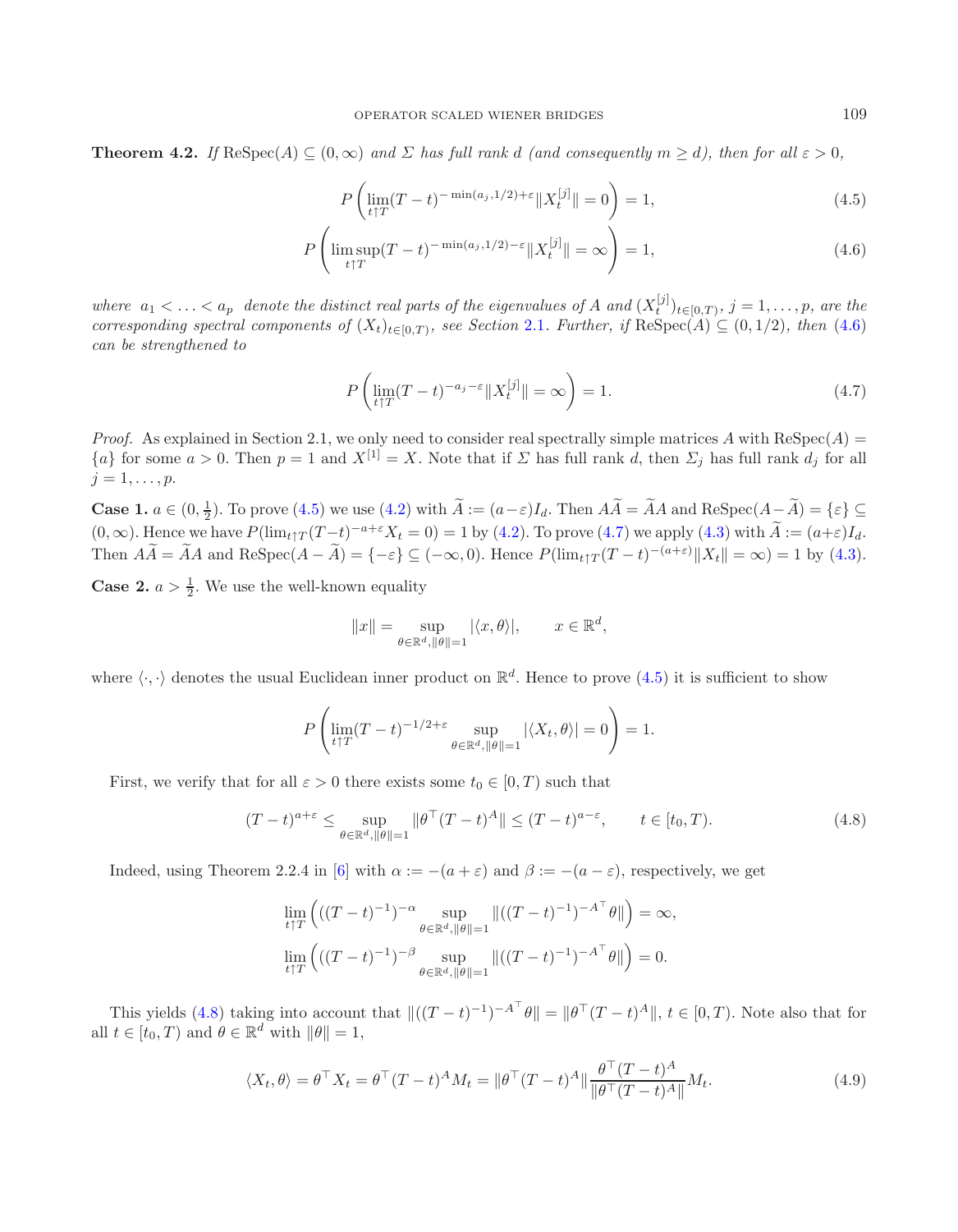**Theorem 4.2.** *If* $\operatorname{ReSpec}(A) \subseteq (0,\infty)$ *and* $\Sigma$ *has full rank* $d$ *(and consequently* $m \geq d$*), then for all* $\varepsilon > 0$,

$$P\left(\lim_{t\uparrow T}(T-t)^{-\min(a_j,1/2)+\varepsilon}\|X_t^{[j]}\| = 0\right) = 1, \tag{4.5}$$

$$P\left(\limsup_{t\uparrow T}(T-t)^{-\min(a_j,1/2)-\varepsilon}\|X_t^{[j]}\| = \infty\right) = 1, \tag{4.6}$$

*where* $a_1 < \ldots < a_p$ *denote the distinct real parts of the eigenvalues of* $A$ *and* $(X_t^{[j]})_{t\in[0,T)}$, $j = 1,\ldots,p$, *are the corresponding spectral components of* $(X_t)_{t\in[0,T)}$, *see Section* 2.1. *Further, if* $\operatorname{ReSpec}(A) \subseteq (0,1/2)$, *then* (4.6) *can be strengthened to*

$$P\left(\lim_{t\uparrow T}(T-t)^{-a_j-\varepsilon}\|X_t^{[j]}\| = \infty\right) = 1. \tag{4.7}$$

*Proof.* As explained in Section 2.1, we only need to consider real spectrally simple matrices $A$ with $\operatorname{ReSpec}(A) = \{a\}$ for some $a > 0$. Then $p = 1$ and $X^{[1]} = X$. Note that if $\Sigma$ has full rank $d$, then $\Sigma_j$ has full rank $d_j$ for all $j = 1,\ldots,p$.

**Case 1.** $a \in (0, \frac{1}{2})$. To prove (4.5) we use (4.2) with $\widetilde{A} := (a-\varepsilon)I_d$. Then $A\widetilde{A} = \widetilde{A}A$ and $\operatorname{ReSpec}(A-\widetilde{A}) = \{\varepsilon\} \subseteq (0,\infty)$. Hence we have $P(\lim_{t\uparrow T}(T-t)^{-a+\varepsilon}X_t = 0) = 1$ by (4.2). To prove (4.7) we apply (4.3) with $\widetilde{A} := (a+\varepsilon)I_d$. Then $A\widetilde{A} = \widetilde{A}A$ and $\operatorname{ReSpec}(A-\widetilde{A}) = \{-\varepsilon\} \subseteq (-\infty,0)$. Hence $P(\lim_{t\uparrow T}(T-t)^{-(a+\varepsilon)}\|X_t\| = \infty) = 1$ by (4.3).

**Case 2.** $a > \frac{1}{2}$. We use the well-known equality

$$\|x\| = \sup_{\theta\in\mathbb{R}^d,\|\theta\|=1}|\langle x,\theta\rangle|, \qquad x \in \mathbb{R}^d,$$

where $\langle\cdot,\cdot\rangle$ denotes the usual Euclidean inner product on $\mathbb{R}^d$. Hence to prove (4.5) it is sufficient to show

$$P\left(\lim_{t\uparrow T}(T-t)^{-1/2+\varepsilon}\sup_{\theta\in\mathbb{R}^d,\|\theta\|=1}|\langle X_t,\theta\rangle| = 0\right) = 1.$$

First, we verify that for all $\varepsilon > 0$ there exists some $t_0 \in [0,T)$ such that

$$(T-t)^{a+\varepsilon} \leq \sup_{\theta\in\mathbb{R}^d,\|\theta\|=1}\|\theta^\top(T-t)^A\| \leq (T-t)^{a-\varepsilon}, \qquad t \in [t_0,T). \tag{4.8}$$

Indeed, using Theorem 2.2.4 in [6] with $\alpha := -(a+\varepsilon)$ and $\beta := -(a-\varepsilon)$, respectively, we get

$$\lim_{t\uparrow T}\left(((T-t)^{-1})^{-\alpha}\sup_{\theta\in\mathbb{R}^d,\|\theta\|=1}\|((T-t)^{-1})^{-A^\top}\theta\|\right) = \infty,$$

$$\lim_{t\uparrow T}\left(((T-t)^{-1})^{-\beta}\sup_{\theta\in\mathbb{R}^d,\|\theta\|=1}\|((T-t)^{-1})^{-A^\top}\theta\|\right) = 0.$$

This yields (4.8) taking into account that $\|((T-t)^{-1})^{-A^\top}\theta\| = \|\theta^\top(T-t)^A\|$, $t \in [0,T)$. Note also that for all $t \in [t_0,T)$ and $\theta \in \mathbb{R}^d$ with $\|\theta\| = 1$,

$$\langle X_t,\theta\rangle = \theta^\top X_t = \theta^\top(T-t)^A M_t = \|\theta^\top(T-t)^A\|\frac{\theta^\top(T-t)^A}{\|\theta^\top(T-t)^A\|}M_t. \tag{4.9}$$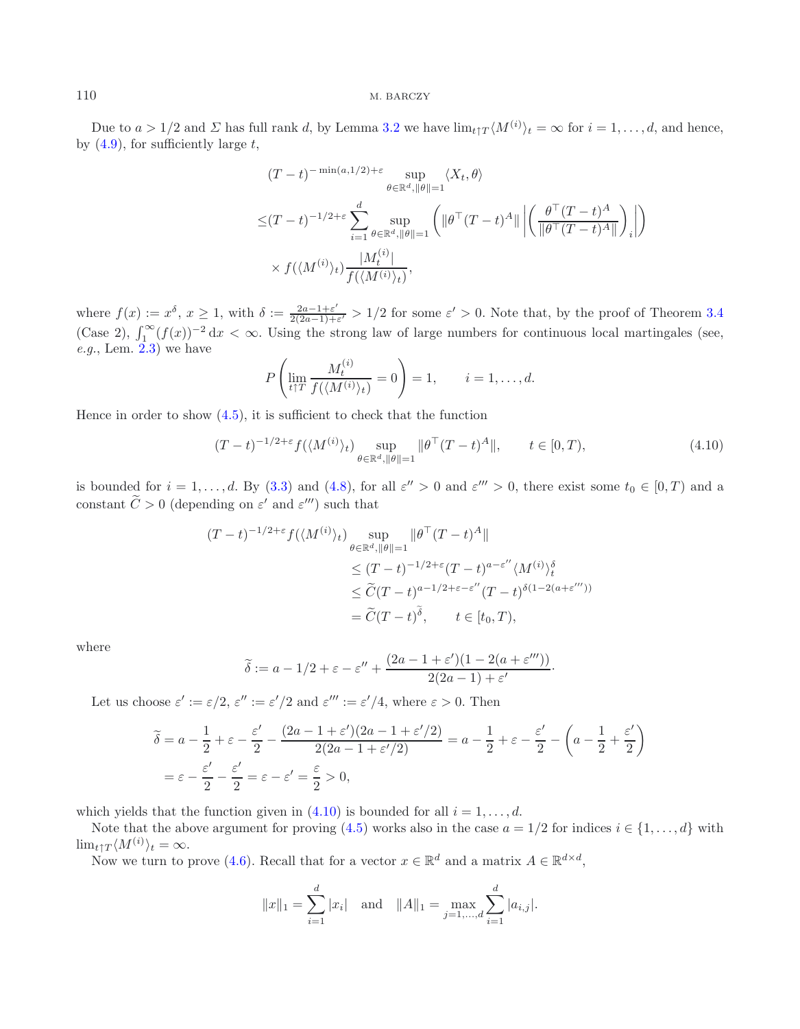Due to $a > 1/2$ and $\Sigma$ has full rank $d$, by Lemma 3.2 we have $\lim_{t\uparrow T}\langle M^{(i)}\rangle_t = \infty$ for $i = 1, \ldots, d$, and hence, by (4.9), for sufficiently large $t$,

$$
\begin{aligned}
&(T-t)^{-\min(a,1/2)+\varepsilon} \sup_{\theta\in\mathbb{R}^d, \|\theta\|=1} \langle X_t, \theta\rangle \\
\leq &(T-t)^{-1/2+\varepsilon} \sum_{i=1}^{d} \sup_{\theta\in\mathbb{R}^d, \|\theta\|=1} \left( \|\theta^\top (T-t)^A\| \left| \left( \frac{\theta^\top (T-t)^A}{\|\theta^\top (T-t)^A\|} \right)_i \right| \right) \\
&\times f(\langle M^{(i)}\rangle_t) \frac{|M_t^{(i)}|}{f(\langle M^{(i)}\rangle_t)},
\end{aligned}
$$

where $f(x) := x^\delta$, $x \geq 1$, with $\delta := \frac{2a-1+\varepsilon'}{2(2a-1)+\varepsilon'} > 1/2$ for some $\varepsilon' > 0$. Note that, by the proof of Theorem 3.4 (Case 2), $\int_1^\infty (f(x))^{-2}\,\mathrm{d}x < \infty$. Using the strong law of large numbers for continuous local martingales (see, *e.g.*, Lem. 2.3) we have

$$
P\left( \lim_{t\uparrow T} \frac{M_t^{(i)}}{f(\langle M^{(i)}\rangle_t)} = 0 \right) = 1, \qquad i = 1, \ldots, d.
$$

Hence in order to show (4.5), it is sufficient to check that the function

$$
(T-t)^{-1/2+\varepsilon} f(\langle M^{(i)}\rangle_t) \sup_{\theta\in\mathbb{R}^d, \|\theta\|=1} \|\theta^\top (T-t)^A\|, \qquad t \in [0, T), \tag{4.10}
$$

is bounded for $i = 1, \ldots, d$. By (3.3) and (4.8), for all $\varepsilon'' > 0$ and $\varepsilon''' > 0$, there exist some $t_0 \in [0, T)$ and a constant $\widetilde{C} > 0$ (depending on $\varepsilon'$ and $\varepsilon'''$) such that

$$
\begin{aligned}
(T-t)^{-1/2+\varepsilon} f(\langle M^{(i)}\rangle_t) &\sup_{\theta\in\mathbb{R}^d, \|\theta\|=1} \|\theta^\top (T-t)^A\| \\
&\leq (T-t)^{-1/2+\varepsilon} (T-t)^{a-\varepsilon''} \langle M^{(i)}\rangle_t^\delta \\
&\leq \widetilde{C} (T-t)^{a-1/2+\varepsilon-\varepsilon''} (T-t)^{\delta(1-2(a+\varepsilon'''))} \\
&= \widetilde{C} (T-t)^{\widetilde{\delta}}, \qquad t \in [t_0, T),
\end{aligned}
$$

where

$$
\widetilde{\delta} := a - 1/2 + \varepsilon - \varepsilon'' + \frac{(2a-1+\varepsilon')(1-2(a+\varepsilon'''))}{2(2a-1)+\varepsilon'}.
$$

Let us choose $\varepsilon' := \varepsilon/2$, $\varepsilon'' := \varepsilon'/2$ and $\varepsilon''' := \varepsilon'/4$, where $\varepsilon > 0$. Then

$$
\begin{aligned}
\widetilde{\delta} &= a - \frac{1}{2} + \varepsilon - \frac{\varepsilon'}{2} - \frac{(2a-1+\varepsilon')(2a-1+\varepsilon'/2)}{2(2a-1+\varepsilon'/2)} = a - \frac{1}{2} + \varepsilon - \frac{\varepsilon'}{2} - \left( a - \frac{1}{2} + \frac{\varepsilon'}{2} \right) \\
&= \varepsilon - \frac{\varepsilon'}{2} - \frac{\varepsilon'}{2} = \varepsilon - \varepsilon' = \frac{\varepsilon}{2} > 0,
\end{aligned}
$$

which yields that the function given in (4.10) is bounded for all $i = 1, \ldots, d$.

Note that the above argument for proving (4.5) works also in the case $a = 1/2$ for indices $i \in \{1, \ldots, d\}$ with $\lim_{t\uparrow T}\langle M^{(i)}\rangle_t = \infty$.

Now we turn to prove (4.6). Recall that for a vector $x \in \mathbb{R}^d$ and a matrix $A \in \mathbb{R}^{d\times d}$,

$$
\|x\|_1 = \sum_{i=1}^{d} |x_i| \quad \text{and} \quad \|A\|_1 = \max_{j=1,\ldots,d} \sum_{i=1}^{d} |a_{i,j}|.
$$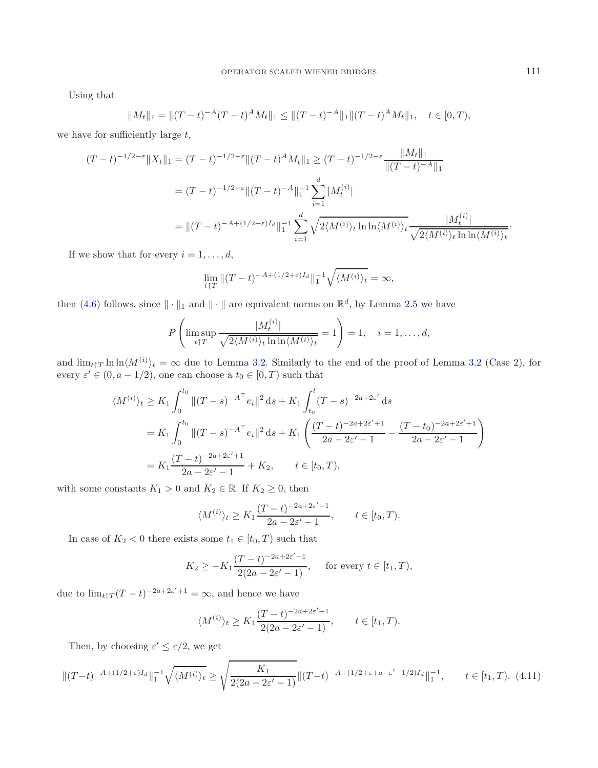Using that

$$\|M_t\|_1 = \|(T-t)^{-A}(T-t)^{A}M_t\|_1 \leq \|(T-t)^{-A}\|_1 \|(T-t)^{A}M_t\|_1, \quad t\in[0,T),$$

we have for sufficiently large $t$,

$$\begin{aligned}
(T-t)^{-1/2-\varepsilon}\|X_t\|_1 &= (T-t)^{-1/2-\varepsilon}\|(T-t)^{A}M_t\|_1 \geq (T-t)^{-1/2-\varepsilon}\frac{\|M_t\|_1}{\|(T-t)^{-A}\|_1} \\
&= (T-t)^{-1/2-\varepsilon}\|(T-t)^{-A}\|_1^{-1}\sum_{i=1}^d |M_t^{(i)}| \\
&= \|(T-t)^{-A+(1/2+\varepsilon)I_d}\|_1^{-1}\sum_{i=1}^d \sqrt{2\langle M^{(i)}\rangle_t \ln\ln\langle M^{(i)}\rangle_t}\frac{|M_t^{(i)}|}{\sqrt{2\langle M^{(i)}\rangle_t \ln\ln\langle M^{(i)}\rangle_t}}.
\end{aligned}$$

If we show that for every $i=1,\dots,d$,

$$\lim_{t\uparrow T}\|(T-t)^{-A+(1/2+\varepsilon)I_d}\|_1^{-1}\sqrt{\langle M^{(i)}\rangle_t} = \infty,$$

then (4.6) follows, since $\|\cdot\|_1$ and $\|\cdot\|$ are equivalent norms on $\mathbb{R}^d$, by Lemma 2.5 we have

$$P\left(\limsup_{t\uparrow T}\frac{|M_t^{(i)}|}{\sqrt{2\langle M^{(i)}\rangle_t \ln\ln\langle M^{(i)}\rangle_t}} = 1\right) = 1, \quad i=1,\dots,d,$$

and $\lim_{t\uparrow T}\ln\ln\langle M^{(i)}\rangle_t = \infty$ due to Lemma 3.2. Similarly to the end of the proof of Lemma 3.2 (Case 2), for every $\varepsilon'\in(0,a-1/2)$, one can choose a $t_0\in[0,T)$ such that

$$\begin{aligned}
\langle M^{(i)}\rangle_t &\geq K_1\int_0^{t_0}\|(T-s)^{-A^\top}e_i\|^2\,\mathrm{d}s + K_1\int_{t_0}^t (T-s)^{-2a+2\varepsilon'}\,\mathrm{d}s \\
&= K_1\int_0^{t_0}\|(T-s)^{-A^\top}e_i\|^2\,\mathrm{d}s + K_1\left(\frac{(T-t)^{-2a+2\varepsilon'+1}}{2a-2\varepsilon'-1} - \frac{(T-t_0)^{-2a+2\varepsilon'+1}}{2a-2\varepsilon'-1}\right) \\
&= K_1\frac{(T-t)^{-2a+2\varepsilon'+1}}{2a-2\varepsilon'-1} + K_2, \qquad t\in[t_0,T),
\end{aligned}$$

with some constants $K_1>0$ and $K_2\in\mathbb{R}$. If $K_2\geq 0$, then

$$\langle M^{(i)}\rangle_t \geq K_1\frac{(T-t)^{-2a+2\varepsilon'+1}}{2a-2\varepsilon'-1}, \qquad t\in[t_0,T).$$

In case of $K_2<0$ there exists some $t_1\in[t_0,T)$ such that

$$K_2 \geq -K_1\frac{(T-t)^{-2a+2\varepsilon'+1}}{2(2a-2\varepsilon'-1)}, \quad \text{ for every } t\in[t_1,T),$$

due to $\lim_{t\uparrow T}(T-t)^{-2a+2\varepsilon'+1}=\infty$, and hence we have

$$\langle M^{(i)}\rangle_t \geq K_1\frac{(T-t)^{-2a+2\varepsilon'+1}}{2(2a-2\varepsilon'-1)}, \qquad t\in[t_1,T).$$

Then, by choosing $\varepsilon'\leq\varepsilon/2$, we get

$$\|(T-t)^{-A+(1/2+\varepsilon)I_d}\|_1^{-1}\sqrt{\langle M^{(i)}\rangle_t} \geq \sqrt{\frac{K_1}{2(2a-2\varepsilon'-1)}}\|(T-t)^{-A+(1/2+\varepsilon+a-\varepsilon'-1/2)I_d}\|_1^{-1}, \qquad t\in[t_1,T). \quad (4.11)$$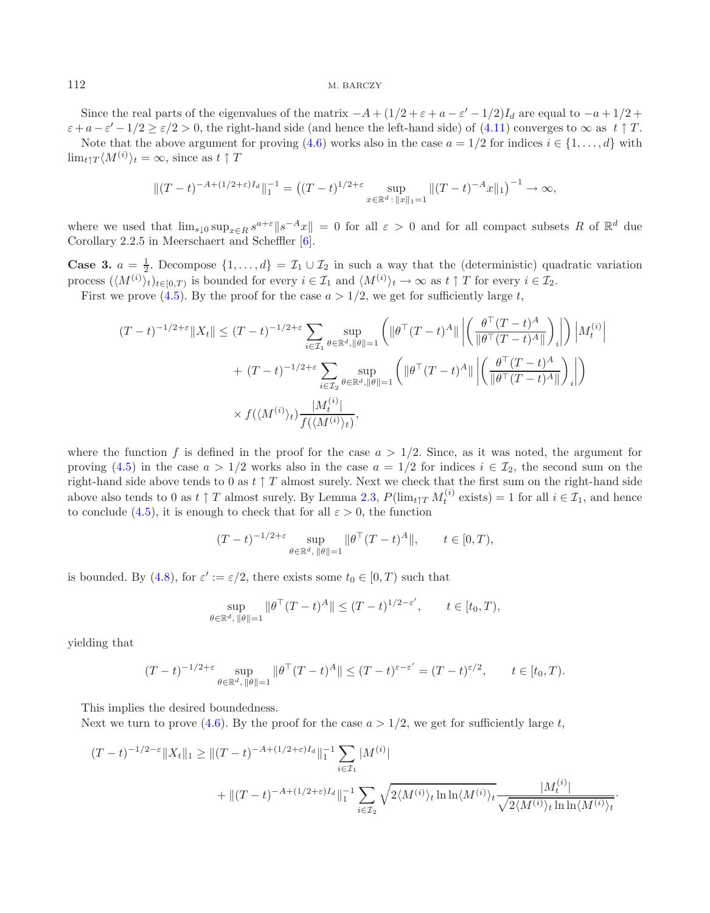Since the real parts of the eigenvalues of the matrix $-A + (1/2 + \varepsilon + a - \varepsilon' - 1/2)I_d$ are equal to $-a + 1/2 + \varepsilon + a - \varepsilon' - 1/2 \geq \varepsilon/2 > 0$, the right-hand side (and hence the left-hand side) of (4.11) converges to $\infty$ as $t \uparrow T$.

Note that the above argument for proving (4.6) works also in the case $a = 1/2$ for indices $i \in \{1, \ldots, d\}$ with $\lim_{t\uparrow T} \langle M^{(i)} \rangle_t = \infty$, since as $t \uparrow T$

$$
\|(T-t)^{-A+(1/2+\varepsilon)I_d}\|_1^{-1} = \left( (T-t)^{1/2+\varepsilon} \sup_{x\in\mathbb{R}^d : \|x\|_1 = 1} \|(T-t)^{-A} x\|_1 \right)^{-1} \to \infty,
$$

where we used that $\lim_{s\downarrow 0} \sup_{x\in R} s^{a+\varepsilon} \|s^{-A} x\| = 0$ for all $\varepsilon > 0$ and for all compact subsets $R$ of $\mathbb{R}^d$ due Corollary 2.2.5 in Meerschaert and Scheffler [6].

**Case 3.** $a = \frac{1}{2}$. Decompose $\{1, \ldots, d\} = \mathcal{I}_1 \cup \mathcal{I}_2$ in such a way that the (deterministic) quadratic variation process $(\langle M^{(i)} \rangle_t)_{t\in[0,T)}$ is bounded for every $i \in \mathcal{I}_1$ and $\langle M^{(i)} \rangle_t \to \infty$ as $t \uparrow T$ for every $i \in \mathcal{I}_2$.

First we prove (4.5). By the proof for the case $a > 1/2$, we get for sufficiently large $t$,

$$
\begin{aligned}
(T-t)^{-1/2+\varepsilon} \|X_t\| \leq\; & (T-t)^{-1/2+\varepsilon} \sum_{i\in\mathcal{I}_1} \sup_{\theta\in\mathbb{R}^d, \|\theta\|=1} \left( \|\theta^\top (T-t)^A\| \left| \left( \frac{\theta^\top (T-t)^A}{\|\theta^\top (T-t)^A\|} \right)_i \right| \right) \left| M_t^{(i)} \right| \\
& + (T-t)^{-1/2+\varepsilon} \sum_{i\in\mathcal{I}_2} \sup_{\theta\in\mathbb{R}^d, \|\theta\|=1} \left( \|\theta^\top (T-t)^A\| \left| \left( \frac{\theta^\top (T-t)^A}{\|\theta^\top (T-t)^A\|} \right)_i \right| \right) \\
& \times f(\langle M^{(i)} \rangle_t) \frac{|M_t^{(i)}|}{f(\langle M^{(i)} \rangle_t)},
\end{aligned}
$$

where the function $f$ is defined in the proof for the case $a > 1/2$. Since, as it was noted, the argument for proving (4.5) in the case $a > 1/2$ works also in the case $a = 1/2$ for indices $i \in \mathcal{I}_2$, the second sum on the right-hand side above tends to 0 as $t \uparrow T$ almost surely. Next we check that the first sum on the right-hand side above also tends to 0 as $t \uparrow T$ almost surely. By Lemma 2.3, $P(\lim_{t\uparrow T} M_t^{(i)} \text{ exists}) = 1$ for all $i \in \mathcal{I}_1$, and hence to conclude (4.5), it is enough to check that for all $\varepsilon > 0$, the function

$$
(T-t)^{-1/2+\varepsilon} \sup_{\theta\in\mathbb{R}^d, \|\theta\|=1} \|\theta^\top (T-t)^A\|, \qquad t \in [0, T),
$$

is bounded. By (4.8), for $\varepsilon' := \varepsilon/2$, there exists some $t_0 \in [0, T)$ such that

$$
\sup_{\theta\in\mathbb{R}^d, \|\theta\|=1} \|\theta^\top (T-t)^A\| \leq (T-t)^{1/2-\varepsilon'}, \qquad t \in [t_0, T),
$$

yielding that

$$
(T-t)^{-1/2+\varepsilon} \sup_{\theta\in\mathbb{R}^d, \|\theta\|=1} \|\theta^\top (T-t)^A\| \leq (T-t)^{\varepsilon-\varepsilon'} = (T-t)^{\varepsilon/2}, \qquad t \in [t_0, T).
$$

This implies the desired boundedness.

Next we turn to prove (4.6). By the proof for the case $a > 1/2$, we get for sufficiently large $t$,

$$
\begin{aligned}
(T-t)^{-1/2-\varepsilon} \|X_t\|_1 \geq\; & \|(T-t)^{-A+(1/2+\varepsilon)I_d}\|_1^{-1} \sum_{i\in\mathcal{I}_1} |M^{(i)}| \\
& + \|(T-t)^{-A+(1/2+\varepsilon)I_d}\|_1^{-1} \sum_{i\in\mathcal{I}_2} \sqrt{2\langle M^{(i)} \rangle_t \ln\ln \langle M^{(i)} \rangle_t} \frac{|M_t^{(i)}|}{\sqrt{2\langle M^{(i)} \rangle_t \ln\ln \langle M^{(i)} \rangle_t}}.
\end{aligned}
$$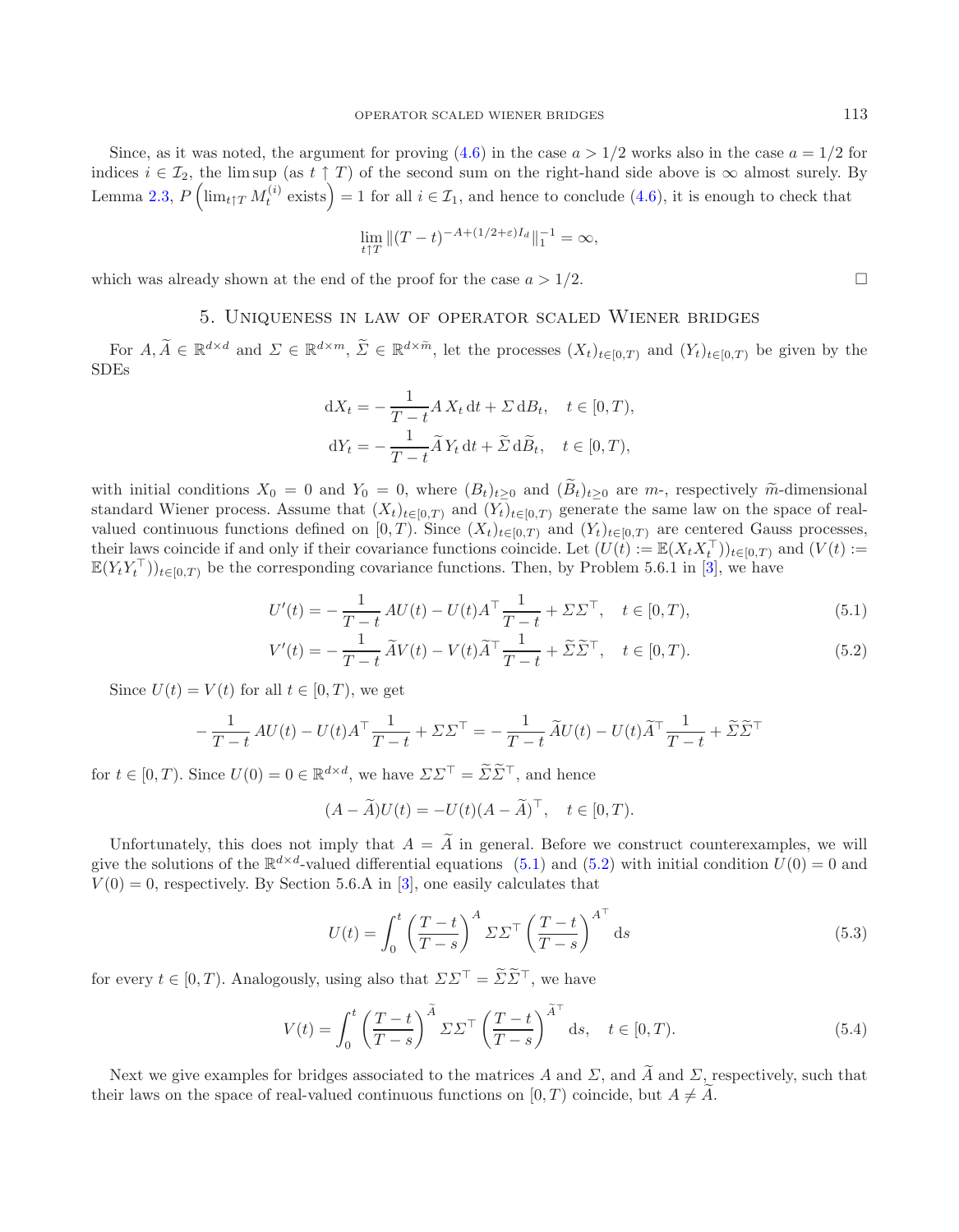Since, as it was noted, the argument for proving (4.6) in the case $a > 1/2$ works also in the case $a = 1/2$ for indices $i \in \mathcal{I}_2$, the lim sup (as $t \uparrow T$) of the second sum on the right-hand side above is $\infty$ almost surely. By Lemma 2.3, $P\left(\lim_{t\uparrow T} M_t^{(i)} \text{ exists}\right) = 1$ for all $i \in \mathcal{I}_1$, and hence to conclude (4.6), it is enough to check that

$$\lim_{t\uparrow T} \|(T-t)^{-A+(1/2+\varepsilon)I_d}\|_1^{-1} = \infty,$$

which was already shown at the end of the proof for the case $a > 1/2$. □

## 5. Uniqueness in law of operator scaled Wiener bridges

For $A, \widetilde{A} \in \mathbb{R}^{d\times d}$ and $\Sigma \in \mathbb{R}^{d\times m}$, $\widetilde{\Sigma} \in \mathbb{R}^{d\times \widetilde{m}}$, let the processes $(X_t)_{t\in[0,T)}$ and $(Y_t)_{t\in[0,T)}$ be given by the SDEs

$$\mathrm{d}X_t = -\frac{1}{T-t} A\, X_t \,\mathrm{d}t + \Sigma\,\mathrm{d}B_t, \quad t \in [0,T),$$
$$\mathrm{d}Y_t = -\frac{1}{T-t} \widetilde{A}\, Y_t \,\mathrm{d}t + \widetilde{\Sigma}\,\mathrm{d}\widetilde{B}_t, \quad t \in [0,T),$$

with initial conditions $X_0 = 0$ and $Y_0 = 0$, where $(B_t)_{t\geq 0}$ and $(\widetilde{B}_t)_{t\geq 0}$ are $m$-, respectively $\widetilde{m}$-dimensional standard Wiener process. Assume that $(X_t)_{t\in[0,T)}$ and $(Y_t)_{t\in[0,T)}$ generate the same law on the space of real-valued continuous functions defined on $[0,T)$. Since $(X_t)_{t\in[0,T)}$ and $(Y_t)_{t\in[0,T)}$ are centered Gauss processes, their laws coincide if and only if their covariance functions coincide. Let $(U(t) := \mathbb{E}(X_t X_t^\top))_{t\in[0,T)}$ and $(V(t) := \mathbb{E}(Y_t Y_t^\top))_{t\in[0,T)}$ be the corresponding covariance functions. Then, by Problem 5.6.1 in [3], we have

$$U'(t) = -\frac{1}{T-t}\, AU(t) - U(t)A^\top \frac{1}{T-t} + \Sigma\Sigma^\top, \quad t \in [0,T), \tag{5.1}$$

$$V'(t) = -\frac{1}{T-t}\, \widetilde{A}V(t) - V(t)\widetilde{A}^\top \frac{1}{T-t} + \widetilde{\Sigma}\widetilde{\Sigma}^\top, \quad t \in [0,T). \tag{5.2}$$

Since $U(t) = V(t)$ for all $t \in [0,T)$, we get

$$-\frac{1}{T-t}\, AU(t) - U(t)A^\top \frac{1}{T-t} + \Sigma\Sigma^\top = -\frac{1}{T-t}\, \widetilde{A}U(t) - U(t)\widetilde{A}^\top \frac{1}{T-t} + \widetilde{\Sigma}\widetilde{\Sigma}^\top$$

for $t \in [0,T)$. Since $U(0) = 0 \in \mathbb{R}^{d\times d}$, we have $\Sigma\Sigma^\top = \widetilde{\Sigma}\widetilde{\Sigma}^\top$, and hence

$$(A - \widetilde{A})U(t) = -U(t)(A - \widetilde{A})^\top, \quad t \in [0,T).$$

Unfortunately, this does not imply that $A = \widetilde{A}$ in general. Before we construct counterexamples, we will give the solutions of the $\mathbb{R}^{d\times d}$-valued differential equations (5.1) and (5.2) with initial condition $U(0) = 0$ and $V(0) = 0$, respectively. By Section 5.6.A in [3], one easily calculates that

$$U(t) = \int_0^t \left(\frac{T-t}{T-s}\right)^{A} \Sigma\Sigma^\top \left(\frac{T-t}{T-s}\right)^{A^\top} \mathrm{d}s \tag{5.3}$$

for every $t \in [0,T)$. Analogously, using also that $\Sigma\Sigma^\top = \widetilde{\Sigma}\widetilde{\Sigma}^\top$, we have

$$V(t) = \int_0^t \left(\frac{T-t}{T-s}\right)^{\widetilde{A}} \Sigma\Sigma^\top \left(\frac{T-t}{T-s}\right)^{\widetilde{A}^\top} \mathrm{d}s, \quad t \in [0,T). \tag{5.4}$$

Next we give examples for bridges associated to the matrices $A$ and $\Sigma$, and $\widetilde{A}$ and $\Sigma$, respectively, such that their laws on the space of real-valued continuous functions on $[0,T)$ coincide, but $A \neq \widetilde{A}$.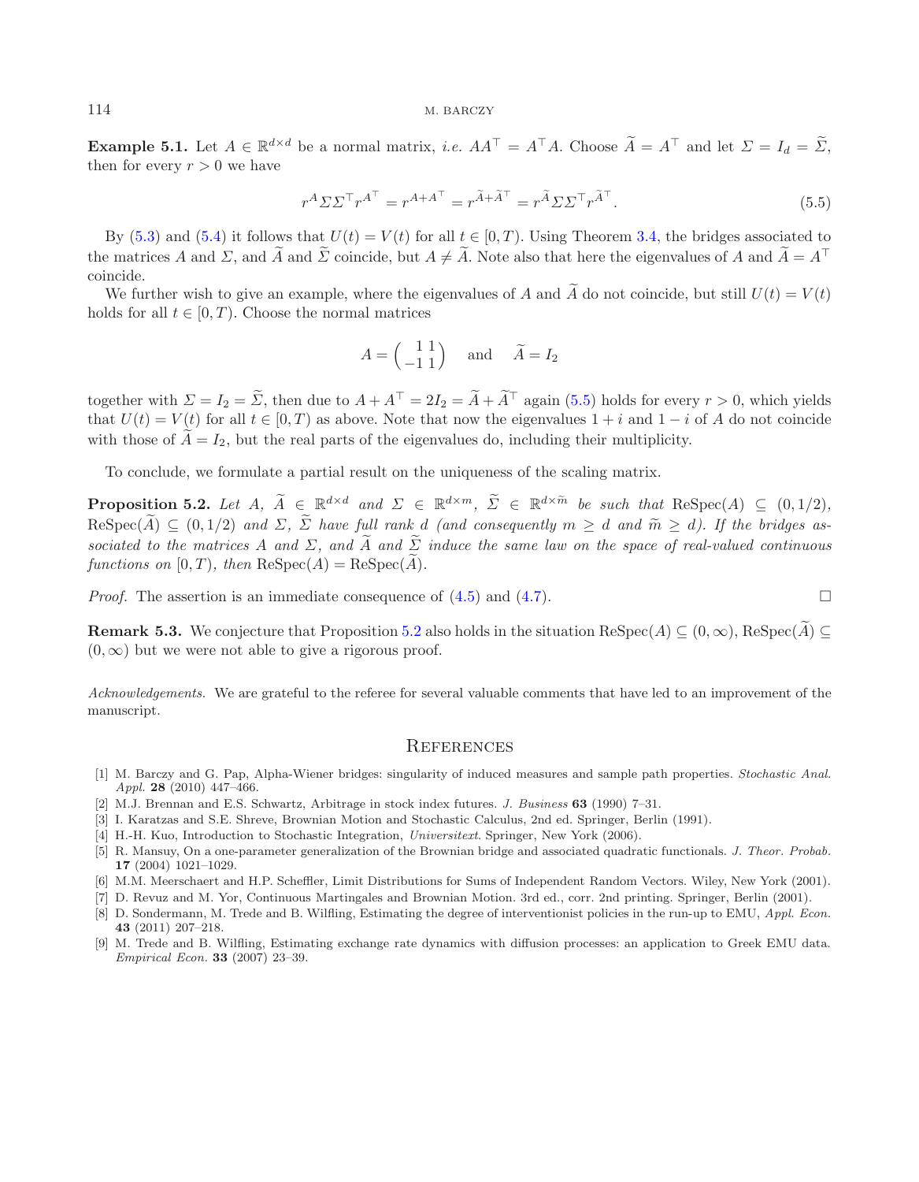**Example 5.1.** Let $A \in \mathbb{R}^{d\times d}$ be a normal matrix, *i.e.* $AA^\top = A^\top A$. Choose $\widetilde{A} = A^\top$ and let $\Sigma = I_d = \widetilde{\Sigma}$, then for every $r > 0$ we have

$$r^A \Sigma\Sigma^\top r^{A^\top} = r^{A+A^\top} = r^{\widetilde{A}+\widetilde{A}^\top} = r^{\widetilde{A}} \Sigma\Sigma^\top r^{\widetilde{A}^\top}. \tag{5.5}$$

By (5.3) and (5.4) it follows that $U(t) = V(t)$ for all $t \in [0, T)$. Using Theorem 3.4, the bridges associated to the matrices $A$ and $\Sigma$, and $\widetilde{A}$ and $\widetilde{\Sigma}$ coincide, but $A \neq \widetilde{A}$. Note also that here the eigenvalues of $A$ and $\widetilde{A} = A^\top$ coincide.

We further wish to give an example, where the eigenvalues of $A$ and $\widetilde{A}$ do not coincide, but still $U(t) = V(t)$ holds for all $t \in [0, T)$. Choose the normal matrices

$$A = \begin{pmatrix} 1 & 1 \\ -1 & 1 \end{pmatrix} \quad \text{and} \quad \widetilde{A} = I_2$$

together with $\Sigma = I_2 = \widetilde{\Sigma}$, then due to $A + A^\top = 2I_2 = \widetilde{A} + \widetilde{A}^\top$ again (5.5) holds for every $r > 0$, which yields that $U(t) = V(t)$ for all $t \in [0, T)$ as above. Note that now the eigenvalues $1 + i$ and $1 - i$ of $A$ do not coincide with those of $\widetilde{A} = I_2$, but the real parts of the eigenvalues do, including their multiplicity.

To conclude, we formulate a partial result on the uniqueness of the scaling matrix.

**Proposition 5.2.** *Let $A$, $\widetilde{A} \in \mathbb{R}^{d\times d}$ and $\Sigma \in \mathbb{R}^{d\times m}$, $\widetilde{\Sigma} \in \mathbb{R}^{d\times \widetilde{m}}$ be such that $\operatorname{ReSpec}(A) \subseteq (0, 1/2)$, $\operatorname{ReSpec}(\widetilde{A}) \subseteq (0, 1/2)$ and $\Sigma$, $\widetilde{\Sigma}$ have full rank $d$ (and consequently $m \geq d$ and $\widetilde{m} \geq d$). If the bridges associated to the matrices $A$ and $\Sigma$, and $\widetilde{A}$ and $\widetilde{\Sigma}$ induce the same law on the space of real-valued continuous functions on $[0, T)$, then $\operatorname{ReSpec}(A) = \operatorname{ReSpec}(\widetilde{A})$.*

*Proof.* The assertion is an immediate consequence of (4.5) and (4.7). □

**Remark 5.3.** We conjecture that Proposition 5.2 also holds in the situation $\operatorname{ReSpec}(A) \subseteq (0, \infty)$, $\operatorname{ReSpec}(\widetilde{A}) \subseteq (0, \infty)$ but we were not able to give a rigorous proof.

*Acknowledgements.* We are grateful to the referee for several valuable comments that have led to an improvement of the manuscript.

## References

[1] M. Barczy and G. Pap, Alpha-Wiener bridges: singularity of induced measures and sample path properties. *Stochastic Anal. Appl.* **28** (2010) 447–466.

[2] M.J. Brennan and E.S. Schwartz, Arbitrage in stock index futures. *J. Business* **63** (1990) 7–31.

[3] I. Karatzas and S.E. Shreve, Brownian Motion and Stochastic Calculus, 2nd ed. Springer, Berlin (1991).

[4] H.-H. Kuo, Introduction to Stochastic Integration, *Universitext*. Springer, New York (2006).

[5] R. Mansuy, On a one-parameter generalization of the Brownian bridge and associated quadratic functionals. *J. Theor. Probab.* **17** (2004) 1021–1029.

[6] M.M. Meerschaert and H.P. Scheffler, Limit Distributions for Sums of Independent Random Vectors. Wiley, New York (2001).

[7] D. Revuz and M. Yor, Continuous Martingales and Brownian Motion. 3rd ed., corr. 2nd printing. Springer, Berlin (2001).

[8] D. Sondermann, M. Trede and B. Wilfling, Estimating the degree of interventionist policies in the run-up to EMU, *Appl. Econ.* **43** (2011) 207–218.

[9] M. Trede and B. Wilfling, Estimating exchange rate dynamics with diffusion processes: an application to Greek EMU data. *Empirical Econ.* **33** (2007) 23–39.